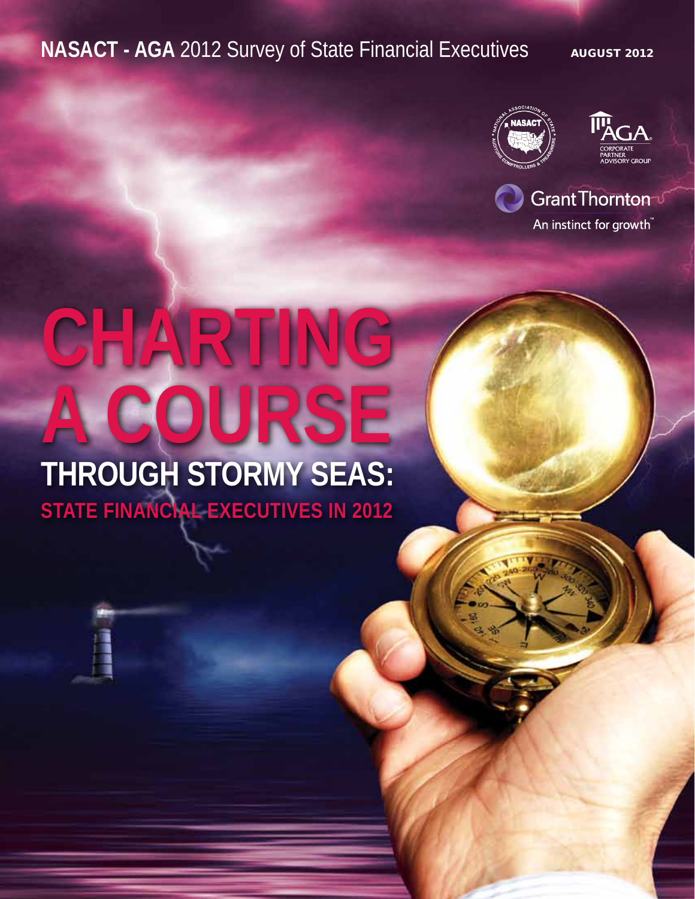**NASACT - AGA** 2012 Survey of State Financial Executives

AUGUST 2012

Grant Thornton

An instinct for growth™

# CHARTING A COURSE

## THROUGH STORMY SEAS:

### STATE FINANCIAL EXECUTIVES IN 2012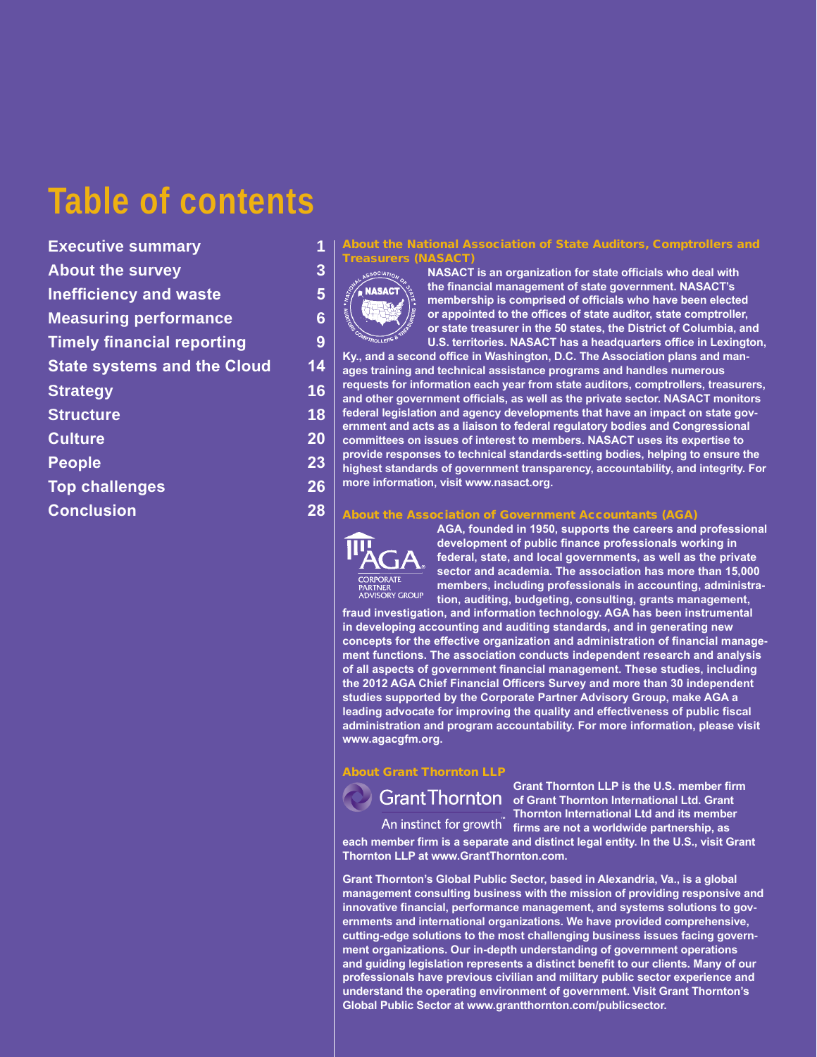# Table of contents

| | |
|---|---|
| Executive summary | 1 |
| About the survey | 3 |
| Inefficiency and waste | 5 |
| Measuring performance | 6 |
| Timely financial reporting | 9 |
| State systems and the Cloud | 14 |
| Strategy | 16 |
| Structure | 18 |
| Culture | 20 |
| People | 23 |
| Top challenges | 26 |
| Conclusion | 28 |

## About the National Association of State Auditors, Comptrollers and Treasurers (NASACT)

**NASACT is an organization for state officials who deal with the financial management of state government. NASACT's membership is comprised of officials who have been elected or appointed to the offices of state auditor, state comptroller, or state treasurer in the 50 states, the District of Columbia, and U.S. territories. NASACT has a headquarters office in Lexington, Ky., and a second office in Washington, D.C. The Association plans and manages training and technical assistance programs and handles numerous requests for information each year from state auditors, comptrollers, treasurers, and other government officials, as well as the private sector. NASACT monitors federal legislation and agency developments that have an impact on state government and acts as a liaison to federal regulatory bodies and Congressional committees on issues of interest to members. NASACT uses its expertise to provide responses to technical standards-setting bodies, helping to ensure the highest standards of government transparency, accountability, and integrity. For more information, visit www.nasact.org.**

## About the Association of Government Accountants (AGA)

**AGA, founded in 1950, supports the careers and professional development of public finance professionals working in federal, state, and local governments, as well as the private sector and academia. The association has more than 15,000 members, including professionals in accounting, administration, auditing, budgeting, consulting, grants management, fraud investigation, and information technology. AGA has been instrumental in developing accounting and auditing standards, and in generating new concepts for the effective organization and administration of financial management functions. The association conducts independent research and analysis of all aspects of government financial management. These studies, including the 2012 AGA Chief Financial Officers Survey and more than 30 independent studies supported by the Corporate Partner Advisory Group, make AGA a leading advocate for improving the quality and effectiveness of public fiscal administration and program accountability. For more information, please visit www.agacgfm.org.**

## About Grant Thornton LLP

**Grant Thornton LLP is the U.S. member firm of Grant Thornton International Ltd. Grant Thornton International Ltd and its member firms are not a worldwide partnership, as each member firm is a separate and distinct legal entity. In the U.S., visit Grant Thornton LLP at www.GrantThornton.com.**

**Grant Thornton's Global Public Sector, based in Alexandria, Va., is a global management consulting business with the mission of providing responsive and innovative financial, performance management, and systems solutions to governments and international organizations. We have provided comprehensive, cutting-edge solutions to the most challenging business issues facing government organizations. Our in-depth understanding of government operations and guiding legislation represents a distinct benefit to our clients. Many of our professionals have previous civilian and military public sector experience and understand the operating environment of government. Visit Grant Thornton's Global Public Sector at www.grantthornton.com/publicsector.**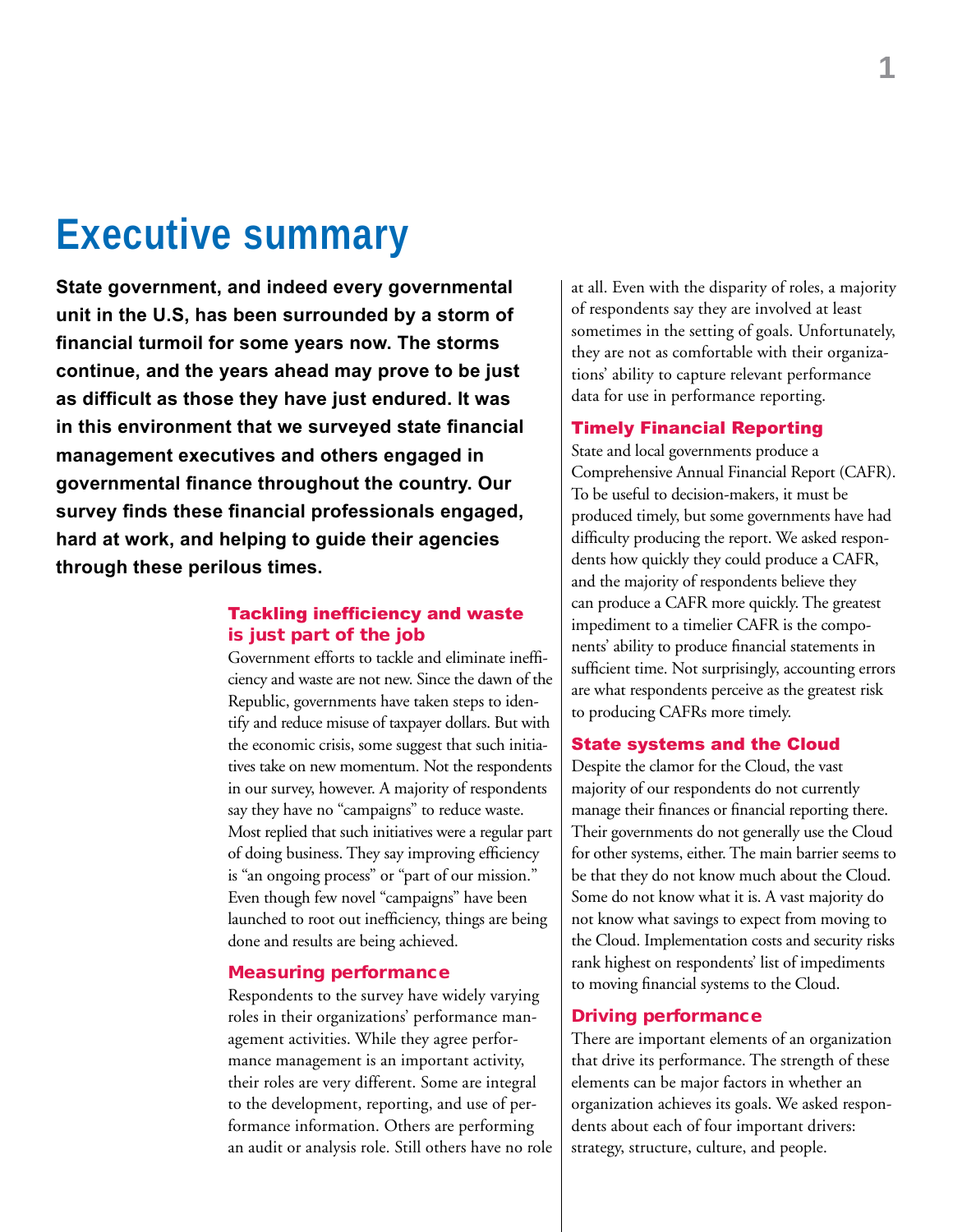# Executive summary

**State government, and indeed every governmental unit in the U.S, has been surrounded by a storm of financial turmoil for some years now. The storms continue, and the years ahead may prove to be just as difficult as those they have just endured. It was in this environment that we surveyed state financial management executives and others engaged in governmental finance throughout the country. Our survey finds these financial professionals engaged, hard at work, and helping to guide their agencies through these perilous times.**

## Tackling inefficiency and waste is just part of the job

Government efforts to tackle and eliminate inefficiency and waste are not new. Since the dawn of the Republic, governments have taken steps to identify and reduce misuse of taxpayer dollars. But with the economic crisis, some suggest that such initiatives take on new momentum. Not the respondents in our survey, however. A majority of respondents say they have no "campaigns" to reduce waste. Most replied that such initiatives were a regular part of doing business. They say improving efficiency is "an ongoing process" or "part of our mission." Even though few novel "campaigns" have been launched to root out inefficiency, things are being done and results are being achieved.

## Measuring performance

Respondents to the survey have widely varying roles in their organizations' performance management activities. While they agree performance management is an important activity, their roles are very different. Some are integral to the development, reporting, and use of performance information. Others are performing an audit or analysis role. Still others have no role at all. Even with the disparity of roles, a majority of respondents say they are involved at least sometimes in the setting of goals. Unfortunately, they are not as comfortable with their organizations' ability to capture relevant performance data for use in performance reporting.

## Timely Financial Reporting

State and local governments produce a Comprehensive Annual Financial Report (CAFR). To be useful to decision-makers, it must be produced timely, but some governments have had difficulty producing the report. We asked respondents how quickly they could produce a CAFR, and the majority of respondents believe they can produce a CAFR more quickly. The greatest impediment to a timelier CAFR is the components' ability to produce financial statements in sufficient time. Not surprisingly, accounting errors are what respondents perceive as the greatest risk to producing CAFRs more timely.

## State systems and the Cloud

Despite the clamor for the Cloud, the vast majority of our respondents do not currently manage their finances or financial reporting there. Their governments do not generally use the Cloud for other systems, either. The main barrier seems to be that they do not know much about the Cloud. Some do not know what it is. A vast majority do not know what savings to expect from moving to the Cloud. Implementation costs and security risks rank highest on respondents' list of impediments to moving financial systems to the Cloud.

## Driving performance

There are important elements of an organization that drive its performance. The strength of these elements can be major factors in whether an organization achieves its goals. We asked respondents about each of four important drivers: strategy, structure, culture, and people.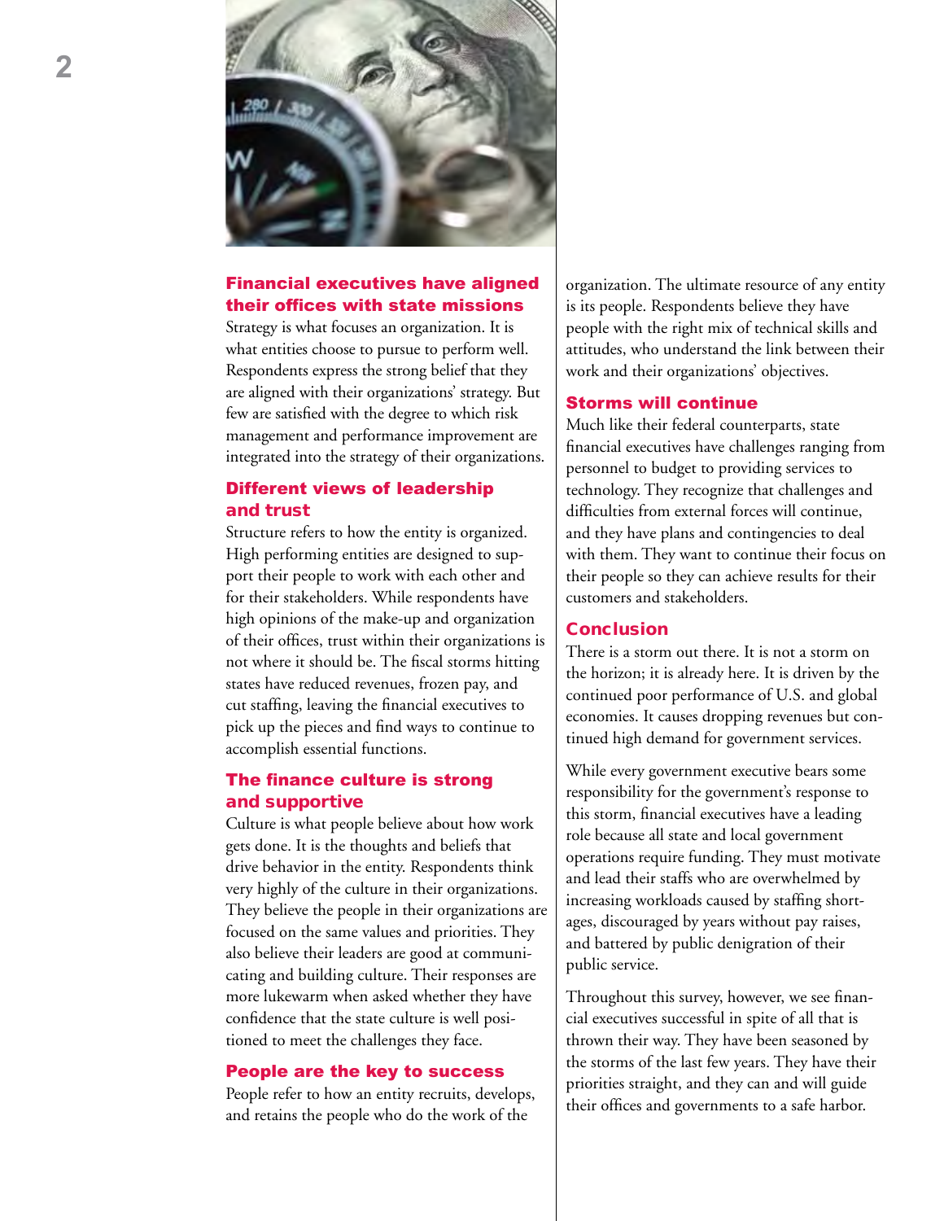## Financial executives have aligned their offices with state missions

Strategy is what focuses an organization. It is what entities choose to pursue to perform well. Respondents express the strong belief that they are aligned with their organizations' strategy. But few are satisfied with the degree to which risk management and performance improvement are integrated into the strategy of their organizations.

## Different views of leadership and trust

Structure refers to how the entity is organized. High performing entities are designed to support their people to work with each other and for their stakeholders. While respondents have high opinions of the make-up and organization of their offices, trust within their organizations is not where it should be. The fiscal storms hitting states have reduced revenues, frozen pay, and cut staffing, leaving the financial executives to pick up the pieces and find ways to continue to accomplish essential functions.

## The finance culture is strong and supportive

Culture is what people believe about how work gets done. It is the thoughts and beliefs that drive behavior in the entity. Respondents think very highly of the culture in their organizations. They believe the people in their organizations are focused on the same values and priorities. They also believe their leaders are good at communicating and building culture. Their responses are more lukewarm when asked whether they have confidence that the state culture is well positioned to meet the challenges they face.

## People are the key to success

People refer to how an entity recruits, develops, and retains the people who do the work of the organization. The ultimate resource of any entity is its people. Respondents believe they have people with the right mix of technical skills and attitudes, who understand the link between their work and their organizations' objectives.

## Storms will continue

Much like their federal counterparts, state financial executives have challenges ranging from personnel to budget to providing services to technology. They recognize that challenges and difficulties from external forces will continue, and they have plans and contingencies to deal with them. They want to continue their focus on their people so they can achieve results for their customers and stakeholders.

## Conclusion

There is a storm out there. It is not a storm on the horizon; it is already here. It is driven by the continued poor performance of U.S. and global economies. It causes dropping revenues but continued high demand for government services.

While every government executive bears some responsibility for the government's response to this storm, financial executives have a leading role because all state and local government operations require funding. They must motivate and lead their staffs who are overwhelmed by increasing workloads caused by staffing shortages, discouraged by years without pay raises, and battered by public denigration of their public service.

Throughout this survey, however, we see financial executives successful in spite of all that is thrown their way. They have been seasoned by the storms of the last few years. They have their priorities straight, and they can and will guide their offices and governments to a safe harbor.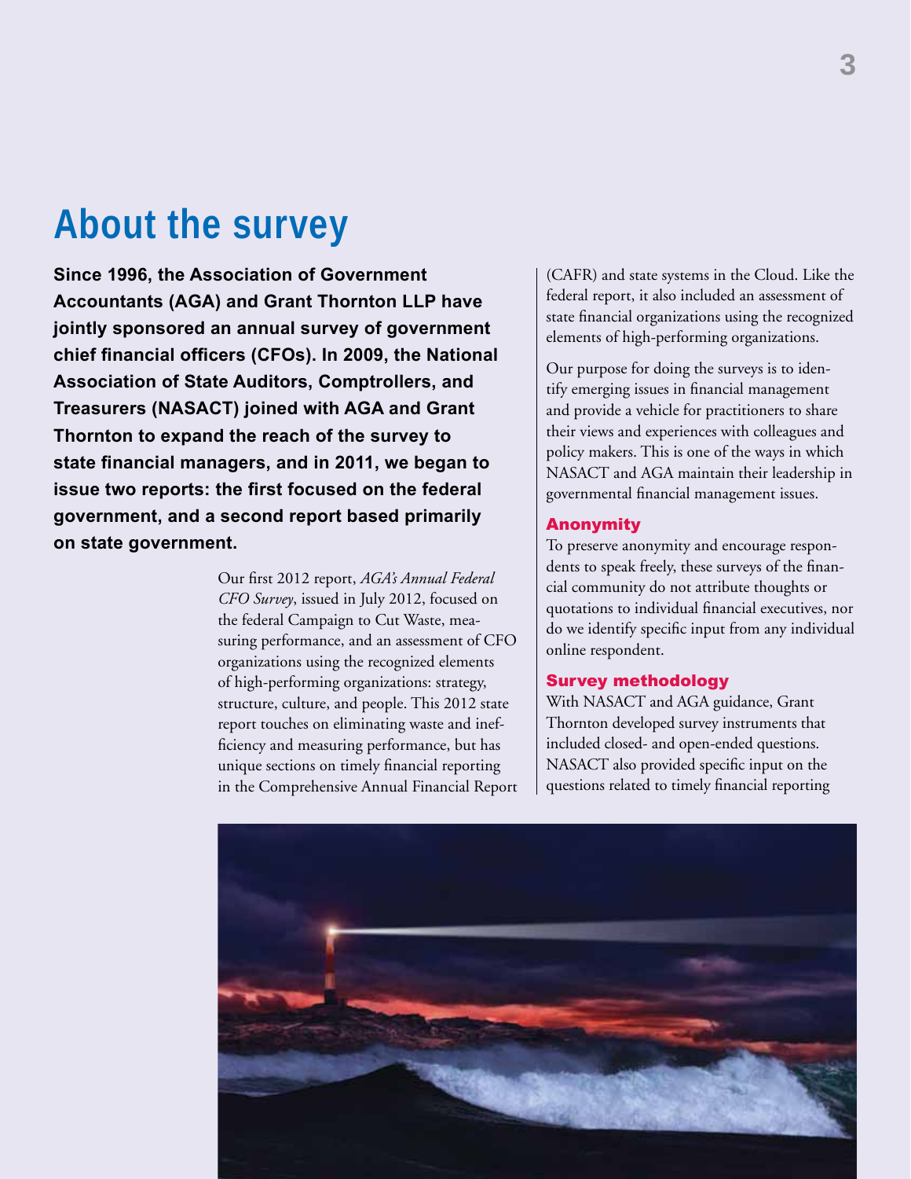# About the survey

**Since 1996, the Association of Government Accountants (AGA) and Grant Thornton LLP have jointly sponsored an annual survey of government chief financial officers (CFOs). In 2009, the National Association of State Auditors, Comptrollers, and Treasurers (NASACT) joined with AGA and Grant Thornton to expand the reach of the survey to state financial managers, and in 2011, we began to issue two reports: the first focused on the federal government, and a second report based primarily on state government.**

Our first 2012 report, *AGA's Annual Federal CFO Survey*, issued in July 2012, focused on the federal Campaign to Cut Waste, measuring performance, and an assessment of CFO organizations using the recognized elements of high-performing organizations: strategy, structure, culture, and people. This 2012 state report touches on eliminating waste and inefficiency and measuring performance, but has unique sections on timely financial reporting in the Comprehensive Annual Financial Report (CAFR) and state systems in the Cloud. Like the federal report, it also included an assessment of state financial organizations using the recognized elements of high-performing organizations.

Our purpose for doing the surveys is to identify emerging issues in financial management and provide a vehicle for practitioners to share their views and experiences with colleagues and policy makers. This is one of the ways in which NASACT and AGA maintain their leadership in governmental financial management issues.

### Anonymity

To preserve anonymity and encourage respondents to speak freely, these surveys of the financial community do not attribute thoughts or quotations to individual financial executives, nor do we identify specific input from any individual online respondent.

### Survey methodology

With NASACT and AGA guidance, Grant Thornton developed survey instruments that included closed- and open-ended questions. NASACT also provided specific input on the questions related to timely financial reporting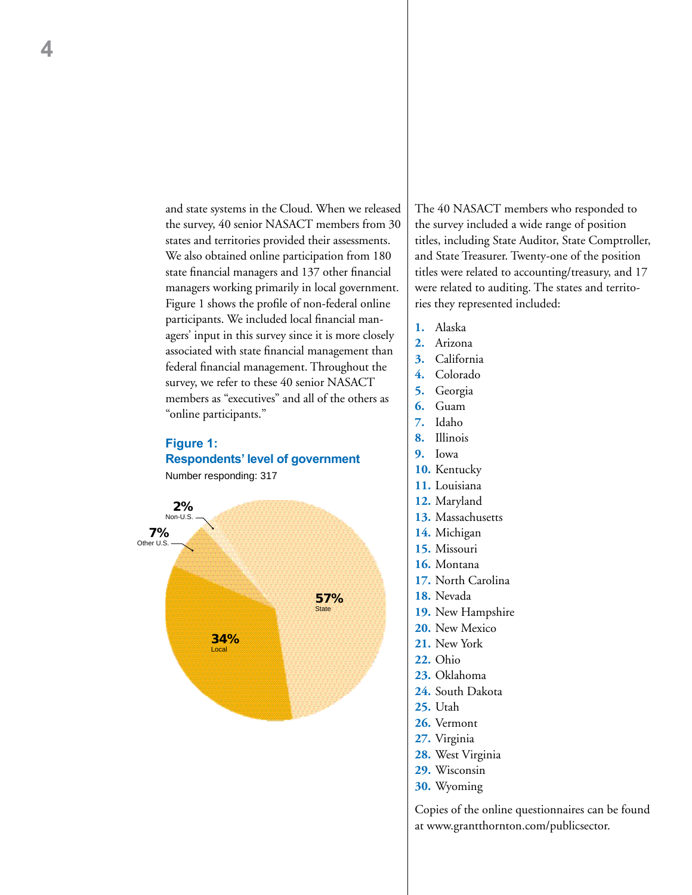and state systems in the Cloud. When we released the survey, 40 senior NASACT members from 30 states and territories provided their assessments. We also obtained online participation from 180 state financial managers and 137 other financial managers working primarily in local government. Figure 1 shows the profile of non-federal online participants. We included local financial managers' input in this survey since it is more closely associated with state financial management than federal financial management. Throughout the survey, we refer to these 40 senior NASACT members as "executives" and all of the others as "online participants."

**Figure 1: Respondents' level of government**

Number responding: 317

| Level of government | Percent |
|---|---|
| State | 57% |
| Local | 34% |
| Other U.S. | 7% |
| Non-U.S. | 2% |

The 40 NASACT members who responded to the survey included a wide range of position titles, including State Auditor, State Comptroller, and State Treasurer. Twenty-one of the position titles were related to accounting/treasury, and 17 were related to auditing. The states and territories they represented included:

1. Alaska
2. Arizona
3. California
4. Colorado
5. Georgia
6. Guam
7. Idaho
8. Illinois
9. Iowa
10. Kentucky
11. Louisiana
12. Maryland
13. Massachusetts
14. Michigan
15. Missouri
16. Montana
17. North Carolina
18. Nevada
19. New Hampshire
20. New Mexico
21. New York
22. Ohio
23. Oklahoma
24. South Dakota
25. Utah
26. Vermont
27. Virginia
28. West Virginia
29. Wisconsin
30. Wyoming

Copies of the online questionnaires can be found at www.grantthornton.com/publicsector.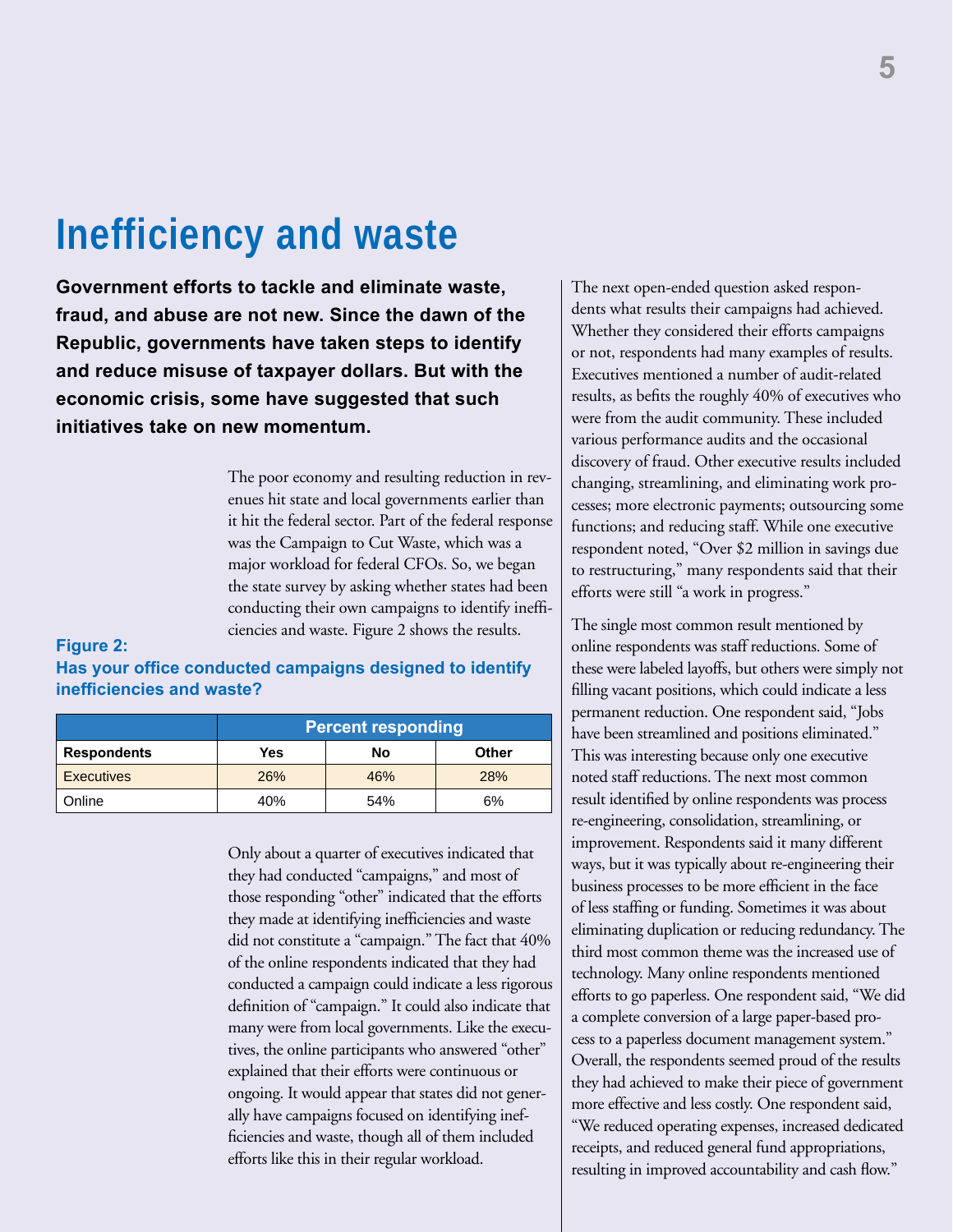# Inefficiency and waste

**Government efforts to tackle and eliminate waste, fraud, and abuse are not new. Since the dawn of the Republic, governments have taken steps to identify and reduce misuse of taxpayer dollars. But with the economic crisis, some have suggested that such initiatives take on new momentum.**

The poor economy and resulting reduction in revenues hit state and local governments earlier than it hit the federal sector. Part of the federal response was the Campaign to Cut Waste, which was a major workload for federal CFOs. So, we began the state survey by asking whether states had been conducting their own campaigns to identify inefficiencies and waste. Figure 2 shows the results.

**Figure 2:**
**Has your office conducted campaigns designed to identify inefficiencies and waste?**

| | Percent responding | | |
|---|---|---|---|
| **Respondents** | **Yes** | **No** | **Other** |
| Executives | 26% | 46% | 28% |
| Online | 40% | 54% | 6% |

Only about a quarter of executives indicated that they had conducted "campaigns," and most of those responding "other" indicated that the efforts they made at identifying inefficiencies and waste did not constitute a "campaign." The fact that 40% of the online respondents indicated that they had conducted a campaign could indicate a less rigorous definition of "campaign." It could also indicate that many were from local governments. Like the executives, the online participants who answered "other" explained that their efforts were continuous or ongoing. It would appear that states did not generally have campaigns focused on identifying inefficiencies and waste, though all of them included efforts like this in their regular workload.

The next open-ended question asked respondents what results their campaigns had achieved. Whether they considered their efforts campaigns or not, respondents had many examples of results. Executives mentioned a number of audit-related results, as befits the roughly 40% of executives who were from the audit community. These included various performance audits and the occasional discovery of fraud. Other executive results included changing, streamlining, and eliminating work processes; more electronic payments; outsourcing some functions; and reducing staff. While one executive respondent noted, "Over $2 million in savings due to restructuring," many respondents said that their efforts were still "a work in progress."

The single most common result mentioned by online respondents was staff reductions. Some of these were labeled layoffs, but others were simply not filling vacant positions, which could indicate a less permanent reduction. One respondent said, "Jobs have been streamlined and positions eliminated." This was interesting because only one executive noted staff reductions. The next most common result identified by online respondents was process re-engineering, consolidation, streamlining, or improvement. Respondents said it many different ways, but it was typically about re-engineering their business processes to be more efficient in the face of less staffing or funding. Sometimes it was about eliminating duplication or reducing redundancy. The third most common theme was the increased use of technology. Many online respondents mentioned efforts to go paperless. One respondent said, "We did a complete conversion of a large paper-based process to a paperless document management system." Overall, the respondents seemed proud of the results they had achieved to make their piece of government more effective and less costly. One respondent said, "We reduced operating expenses, increased dedicated receipts, and reduced general fund appropriations, resulting in improved accountability and cash flow."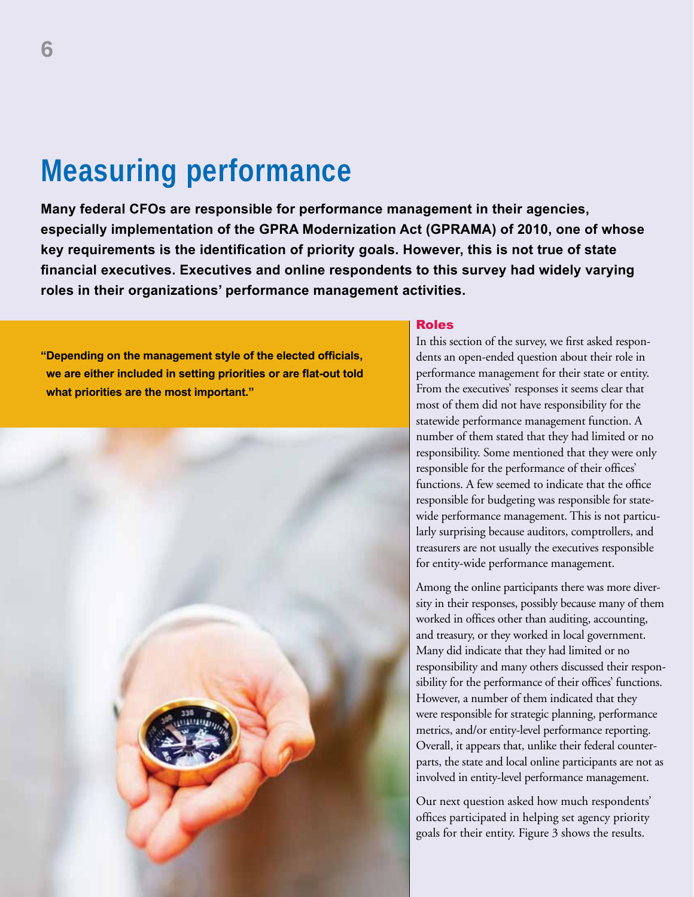# Measuring performance

**Many federal CFOs are responsible for performance management in their agencies, especially implementation of the GPRA Modernization Act (GPRAMA) of 2010, one of whose key requirements is the identification of priority goals. However, this is not true of state financial executives. Executives and online respondents to this survey had widely varying roles in their organizations' performance management activities.**

**"Depending on the management style of the elected officials, we are either included in setting priorities or are flat-out told what priorities are the most important."**

### Roles

In this section of the survey, we first asked respondents an open-ended question about their role in performance management for their state or entity. From the executives' responses it seems clear that most of them did not have responsibility for the statewide performance management function. A number of them stated that they had limited or no responsibility. Some mentioned that they were only responsible for the performance of their offices' functions. A few seemed to indicate that the office responsible for budgeting was responsible for statewide performance management. This is not particularly surprising because auditors, comptrollers, and treasurers are not usually the executives responsible for entity-wide performance management.

Among the online participants there was more diversity in their responses, possibly because many of them worked in offices other than auditing, accounting, and treasury, or they worked in local government. Many did indicate that they had limited or no responsibility and many others discussed their responsibility for the performance of their offices' functions. However, a number of them indicated that they were responsible for strategic planning, performance metrics, and/or entity-level performance reporting. Overall, it appears that, unlike their federal counterparts, the state and local online participants are not as involved in entity-level performance management.

Our next question asked how much respondents' offices participated in helping set agency priority goals for their entity. Figure 3 shows the results.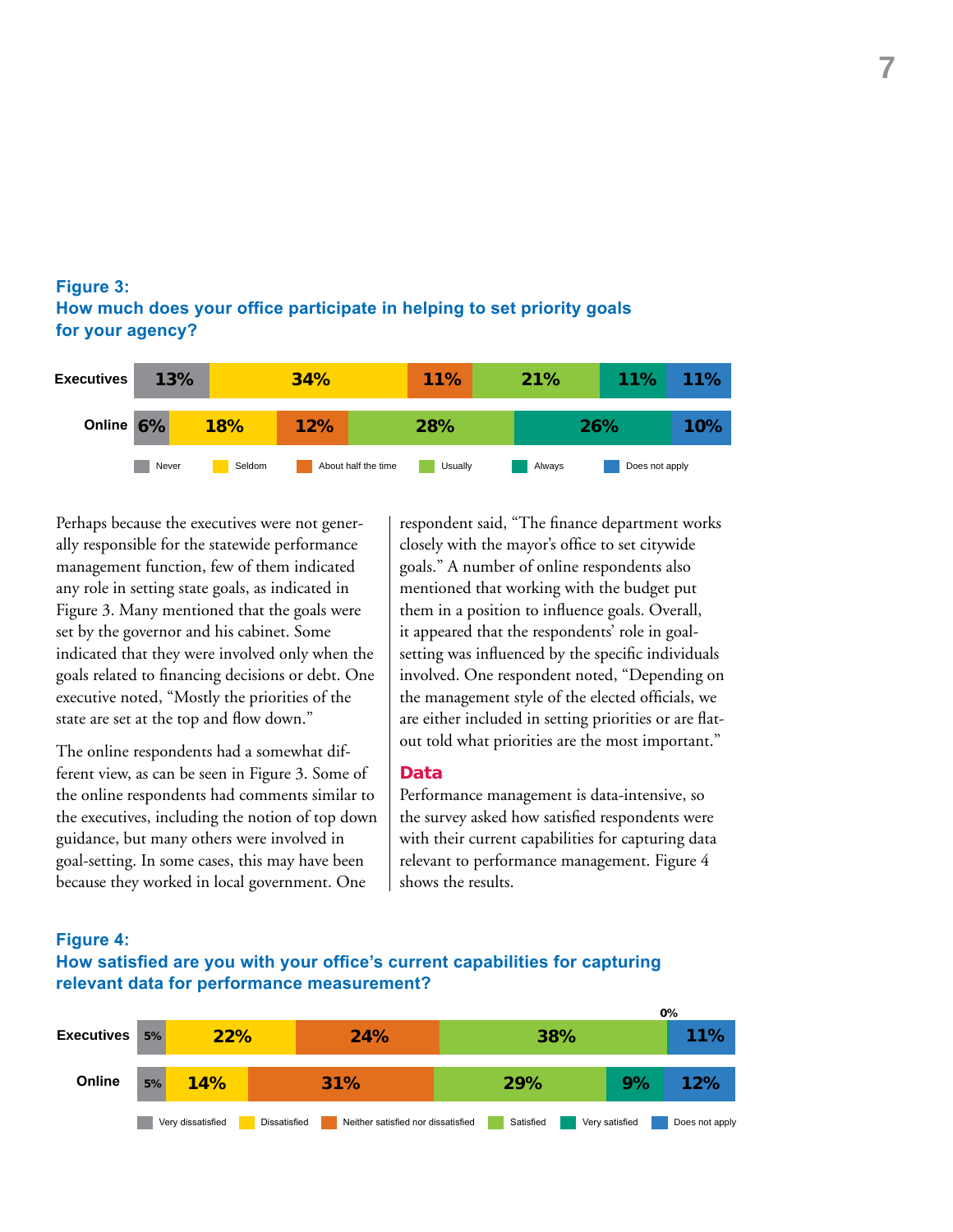**Figure 3:**
**How much does your office participate in helping to set priority goals for your agency?**

| | Never | Seldom | About half the time | Usually | Always | Does not apply |
|---|---|---|---|---|---|---|
| Executives | 13% | 34% | 11% | 21% | 11% | 11% |
| Online | 6% | 18% | 12% | 28% | 26% | 10% |

Perhaps because the executives were not generally responsible for the statewide performance management function, few of them indicated any role in setting state goals, as indicated in Figure 3. Many mentioned that the goals were set by the governor and his cabinet. Some indicated that they were involved only when the goals related to financing decisions or debt. One executive noted, "Mostly the priorities of the state are set at the top and flow down."

The online respondents had a somewhat different view, as can be seen in Figure 3. Some of the online respondents had comments similar to the executives, including the notion of top down guidance, but many others were involved in goal-setting. In some cases, this may have been because they worked in local government. One respondent said, "The finance department works closely with the mayor's office to set citywide goals." A number of online respondents also mentioned that working with the budget put them in a position to influence goals. Overall, it appeared that the respondents' role in goal-setting was influenced by the specific individuals involved. One respondent noted, "Depending on the management style of the elected officials, we are either included in setting priorities or are flat-out told what priorities are the most important."

## Data

Performance management is data-intensive, so the survey asked how satisfied respondents were with their current capabilities for capturing data relevant to performance management. Figure 4 shows the results.

**Figure 4:**
**How satisfied are you with your office's current capabilities for capturing relevant data for performance measurement?**

| | Very dissatisfied | Dissatisfied | Neither satisfied nor dissatisfied | Satisfied | Very satisfied | Does not apply |
|---|---|---|---|---|---|---|
| Executives | 5% | 22% | 24% | 38% | 0% | 11% |
| Online | 5% | 14% | 31% | 29% | 9% | 12% |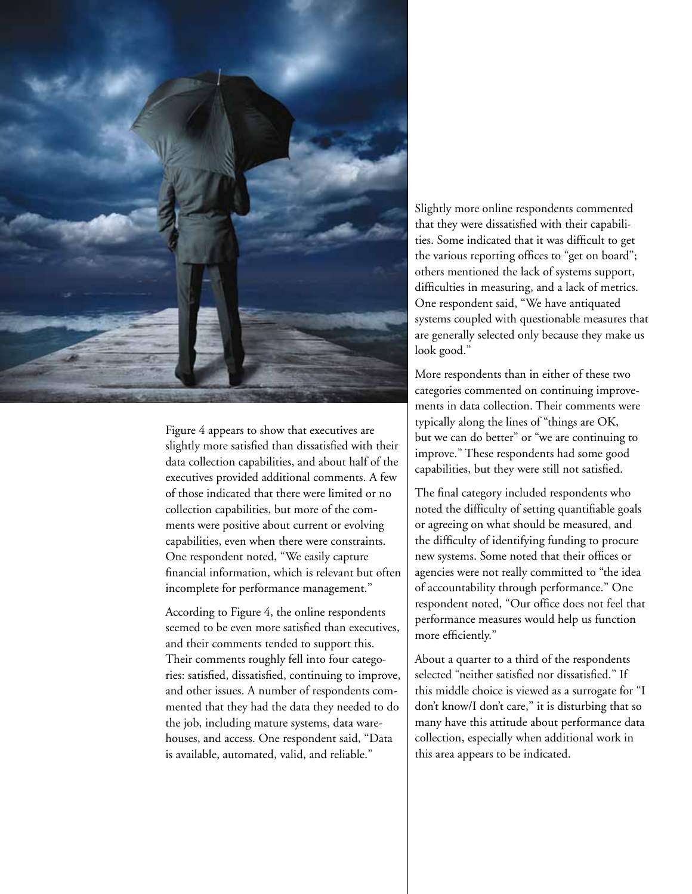Figure 4 appears to show that executives are slightly more satisfied than dissatisfied with their data collection capabilities, and about half of the executives provided additional comments. A few of those indicated that there were limited or no collection capabilities, but more of the comments were positive about current or evolving capabilities, even when there were constraints. One respondent noted, "We easily capture financial information, which is relevant but often incomplete for performance management."

According to Figure 4, the online respondents seemed to be even more satisfied than executives, and their comments tended to support this. Their comments roughly fell into four categories: satisfied, dissatisfied, continuing to improve, and other issues. A number of respondents commented that they had the data they needed to do the job, including mature systems, data warehouses, and access. One respondent said, "Data is available, automated, valid, and reliable."

Slightly more online respondents commented that they were dissatisfied with their capabilities. Some indicated that it was difficult to get the various reporting offices to "get on board"; others mentioned the lack of systems support, difficulties in measuring, and a lack of metrics. One respondent said, "We have antiquated systems coupled with questionable measures that are generally selected only because they make us look good."

More respondents than in either of these two categories commented on continuing improvements in data collection. Their comments were typically along the lines of "things are OK, but we can do better" or "we are continuing to improve." These respondents had some good capabilities, but they were still not satisfied.

The final category included respondents who noted the difficulty of setting quantifiable goals or agreeing on what should be measured, and the difficulty of identifying funding to procure new systems. Some noted that their offices or agencies were not really committed to "the idea of accountability through performance." One respondent noted, "Our office does not feel that performance measures would help us function more efficiently."

About a quarter to a third of the respondents selected "neither satisfied nor dissatisfied." If this middle choice is viewed as a surrogate for "I don't know/I don't care," it is disturbing that so many have this attitude about performance data collection, especially when additional work in this area appears to be indicated.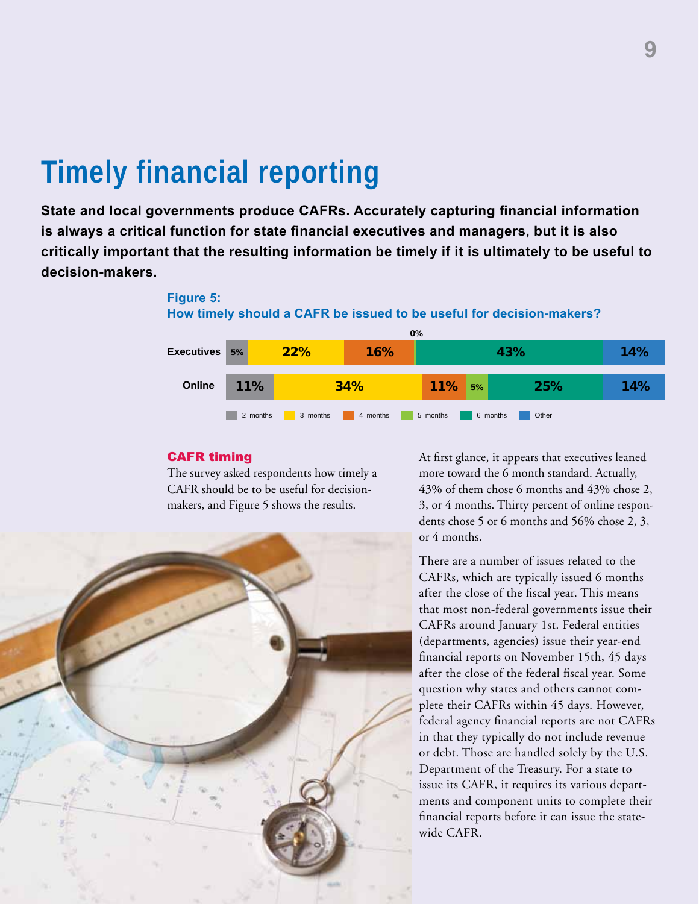# Timely financial reporting

**State and local governments produce CAFRs. Accurately capturing financial information is always a critical function for state financial executives and managers, but it is also critically important that the resulting information be timely if it is ultimately to be useful to decision-makers.**

**Figure 5:**
**How timely should a CAFR be issued to be useful for decision-makers?**

| | 2 months | 3 months | 4 months | 5 months | 6 months | Other |
|---|---|---|---|---|---|---|
| Executives | 5% | 22% | 16% | 0% | 43% | 14% |
| Online | 11% | 34% | 11% | 5% | 25% | 14% |

### CAFR timing

The survey asked respondents how timely a CAFR should be to be useful for decision-makers, and Figure 5 shows the results.

At first glance, it appears that executives leaned more toward the 6 month standard. Actually, 43% of them chose 6 months and 43% chose 2, 3, or 4 months. Thirty percent of online respondents chose 5 or 6 months and 56% chose 2, 3, or 4 months.

There are a number of issues related to the CAFRs, which are typically issued 6 months after the close of the fiscal year. This means that most non-federal governments issue their CAFRs around January 1st. Federal entities (departments, agencies) issue their year-end financial reports on November 15th, 45 days after the close of the federal fiscal year. Some question why states and others cannot complete their CAFRs within 45 days. However, federal agency financial reports are not CAFRs in that they typically do not include revenue or debt. Those are handled solely by the U.S. Department of the Treasury. For a state to issue its CAFR, it requires its various departments and component units to complete their financial reports before it can issue the statewide CAFR.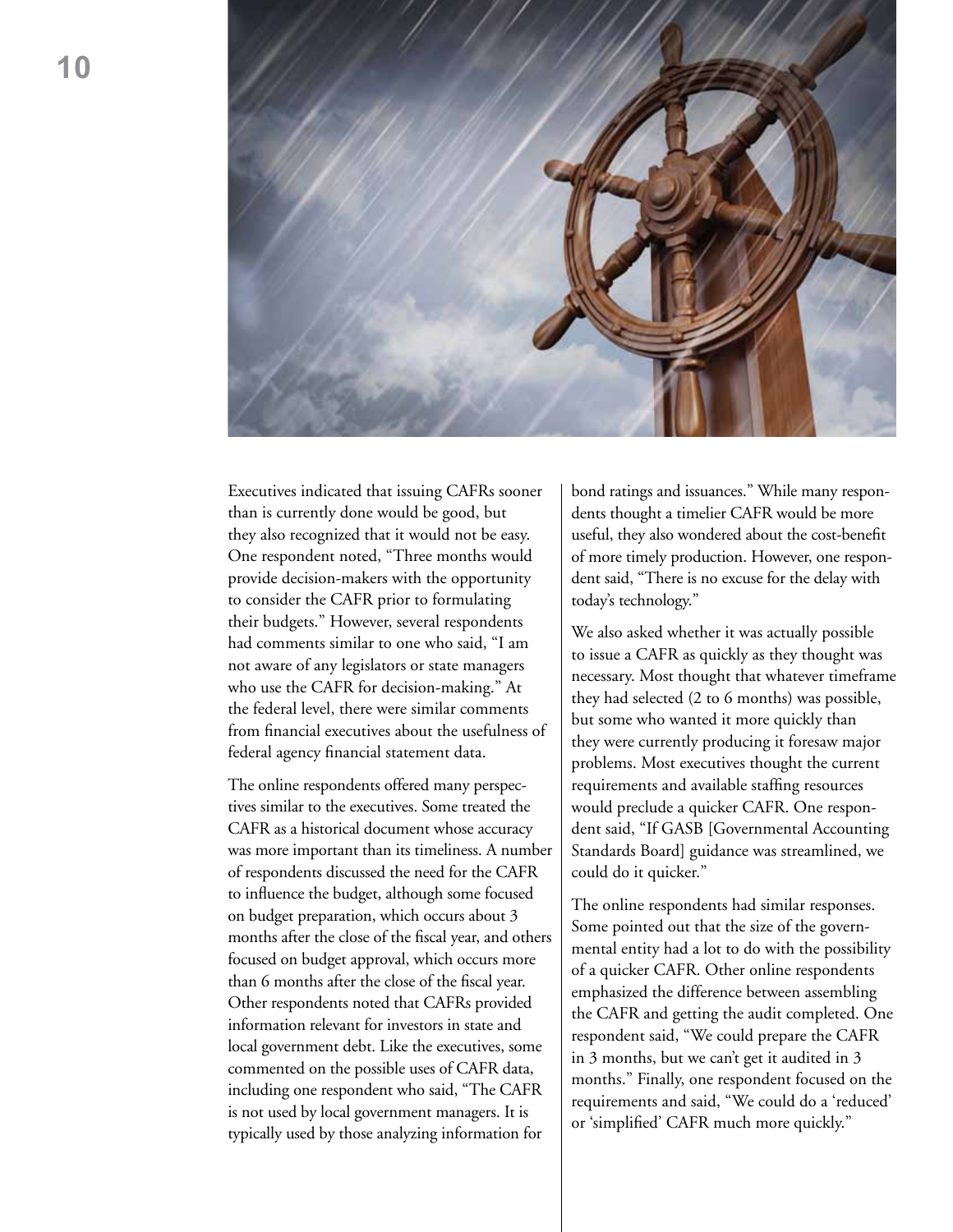Executives indicated that issuing CAFRs sooner than is currently done would be good, but they also recognized that it would not be easy. One respondent noted, "Three months would provide decision-makers with the opportunity to consider the CAFR prior to formulating their budgets." However, several respondents had comments similar to one who said, "I am not aware of any legislators or state managers who use the CAFR for decision-making." At the federal level, there were similar comments from financial executives about the usefulness of federal agency financial statement data.

The online respondents offered many perspectives similar to the executives. Some treated the CAFR as a historical document whose accuracy was more important than its timeliness. A number of respondents discussed the need for the CAFR to influence the budget, although some focused on budget preparation, which occurs about 3 months after the close of the fiscal year, and others focused on budget approval, which occurs more than 6 months after the close of the fiscal year. Other respondents noted that CAFRs provided information relevant for investors in state and local government debt. Like the executives, some commented on the possible uses of CAFR data, including one respondent who said, "The CAFR is not used by local government managers. It is typically used by those analyzing information for bond ratings and issuances." While many respondents thought a timelier CAFR would be more useful, they also wondered about the cost-benefit of more timely production. However, one respondent said, "There is no excuse for the delay with today's technology."

We also asked whether it was actually possible to issue a CAFR as quickly as they thought was necessary. Most thought that whatever timeframe they had selected (2 to 6 months) was possible, but some who wanted it more quickly than they were currently producing it foresaw major problems. Most executives thought the current requirements and available staffing resources would preclude a quicker CAFR. One respondent said, "If GASB [Governmental Accounting Standards Board] guidance was streamlined, we could do it quicker."

The online respondents had similar responses. Some pointed out that the size of the governmental entity had a lot to do with the possibility of a quicker CAFR. Other online respondents emphasized the difference between assembling the CAFR and getting the audit completed. One respondent said, "We could prepare the CAFR in 3 months, but we can't get it audited in 3 months." Finally, one respondent focused on the requirements and said, "We could do a 'reduced' or 'simplified' CAFR much more quickly."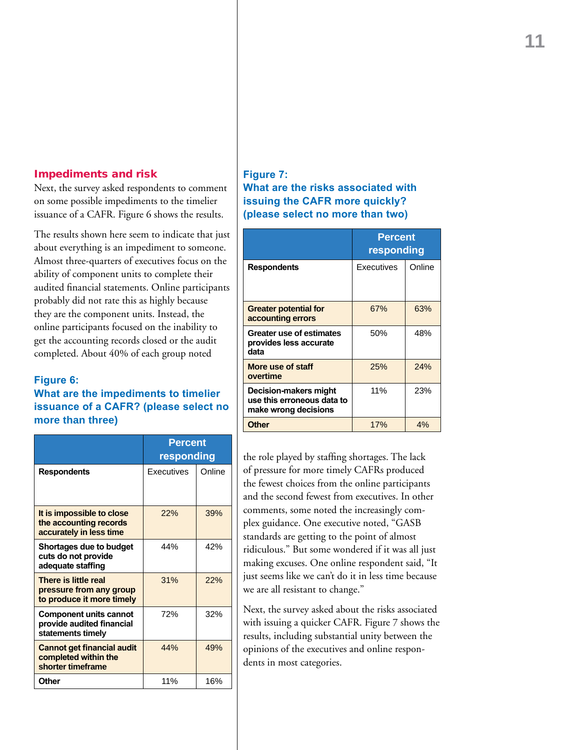## Impediments and risk

Next, the survey asked respondents to comment on some possible impediments to the timelier issuance of a CAFR. Figure 6 shows the results.

The results shown here seem to indicate that just about everything is an impediment to someone. Almost three-quarters of executives focus on the ability of component units to complete their audited financial statements. Online participants probably did not rate this as highly because they are the component units. Instead, the online participants focused on the inability to get the accounting records closed or the audit completed. About 40% of each group noted the role played by staffing shortages. The lack of pressure for more timely CAFRs produced the fewest choices from the online participants and the second fewest from executives. In other comments, some noted the increasingly complex guidance. One executive noted, "GASB standards are getting to the point of almost ridiculous." But some wondered if it was all just making excuses. One online respondent said, "It just seems like we can't do it in less time because we are all resistant to change."

### Figure 6: What are the impediments to timelier issuance of a CAFR? (please select no more than three)

| | Percent responding | |
|---|---|---|
| **Respondents** | Executives | Online |
| **It is impossible to close the accounting records accurately in less time** | 22% | 39% |
| **Shortages due to budget cuts do not provide adequate staffing** | 44% | 42% |
| **There is little real pressure from any group to produce it more timely** | 31% | 22% |
| **Component units cannot provide audited financial statements timely** | 72% | 32% |
| **Cannot get financial audit completed within the shorter timeframe** | 44% | 49% |
| **Other** | 11% | 16% |

Next, the survey asked about the risks associated with issuing a quicker CAFR. Figure 7 shows the results, including substantial unity between the opinions of the executives and online respondents in most categories.

### Figure 7: What are the risks associated with issuing the CAFR more quickly? (please select no more than two)

| | Percent responding | |
|---|---|---|
| **Respondents** | Executives | Online |
| **Greater potential for accounting errors** | 67% | 63% |
| **Greater use of estimates provides less accurate data** | 50% | 48% |
| **More use of staff overtime** | 25% | 24% |
| **Decision-makers might use this erroneous data to make wrong decisions** | 11% | 23% |
| **Other** | 17% | 4% |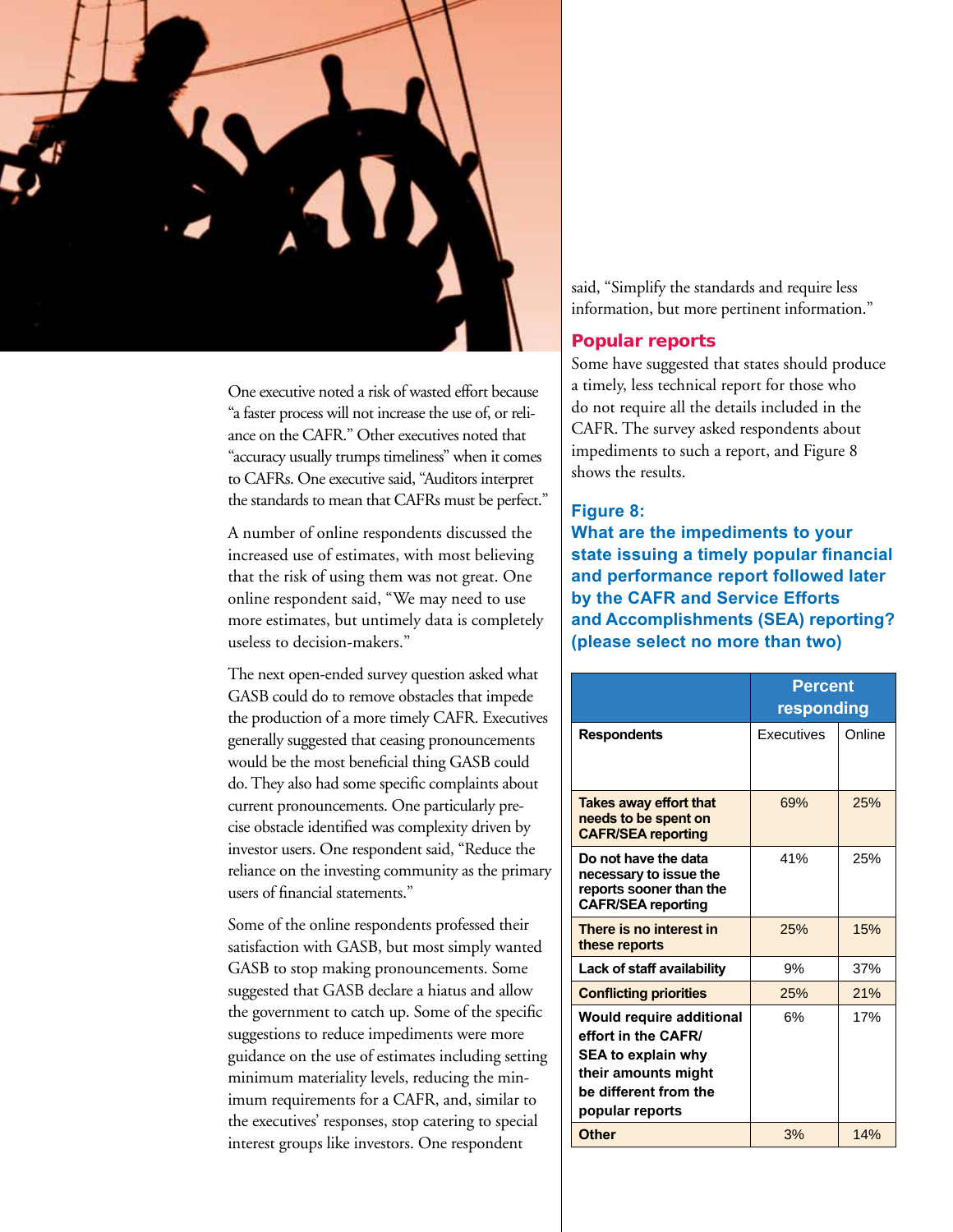One executive noted a risk of wasted effort because "a faster process will not increase the use of, or reliance on the CAFR." Other executives noted that "accuracy usually trumps timeliness" when it comes to CAFRs. One executive said, "Auditors interpret the standards to mean that CAFRs must be perfect."

A number of online respondents discussed the increased use of estimates, with most believing that the risk of using them was not great. One online respondent said, "We may need to use more estimates, but untimely data is completely useless to decision-makers."

The next open-ended survey question asked what GASB could do to remove obstacles that impede the production of a more timely CAFR. Executives generally suggested that ceasing pronouncements would be the most beneficial thing GASB could do. They also had some specific complaints about current pronouncements. One particularly precise obstacle identified was complexity driven by investor users. One respondent said, "Reduce the reliance on the investing community as the primary users of financial statements."

Some of the online respondents professed their satisfaction with GASB, but most simply wanted GASB to stop making pronouncements. Some suggested that GASB declare a hiatus and allow the government to catch up. Some of the specific suggestions to reduce impediments were more guidance on the use of estimates including setting minimum materiality levels, reducing the minimum requirements for a CAFR, and, similar to the executives' responses, stop catering to special interest groups like investors. One respondent said, "Simplify the standards and require less information, but more pertinent information."

## Popular reports

Some have suggested that states should produce a timely, less technical report for those who do not require all the details included in the CAFR. The survey asked respondents about impediments to such a report, and Figure 8 shows the results.

### Figure 8: What are the impediments to your state issuing a timely popular financial and performance report followed later by the CAFR and Service Efforts and Accomplishments (SEA) reporting? (please select no more than two)

| | Percent responding | |
|---|---|---|
| **Respondents** | Executives | Online |
| **Takes away effort that needs to be spent on CAFR/SEA reporting** | 69% | 25% |
| **Do not have the data necessary to issue the reports sooner than the CAFR/SEA reporting** | 41% | 25% |
| **There is no interest in these reports** | 25% | 15% |
| **Lack of staff availability** | 9% | 37% |
| **Conflicting priorities** | 25% | 21% |
| **Would require additional effort in the CAFR/SEA to explain why their amounts might be different from the popular reports** | 6% | 17% |
| **Other** | 3% | 14% |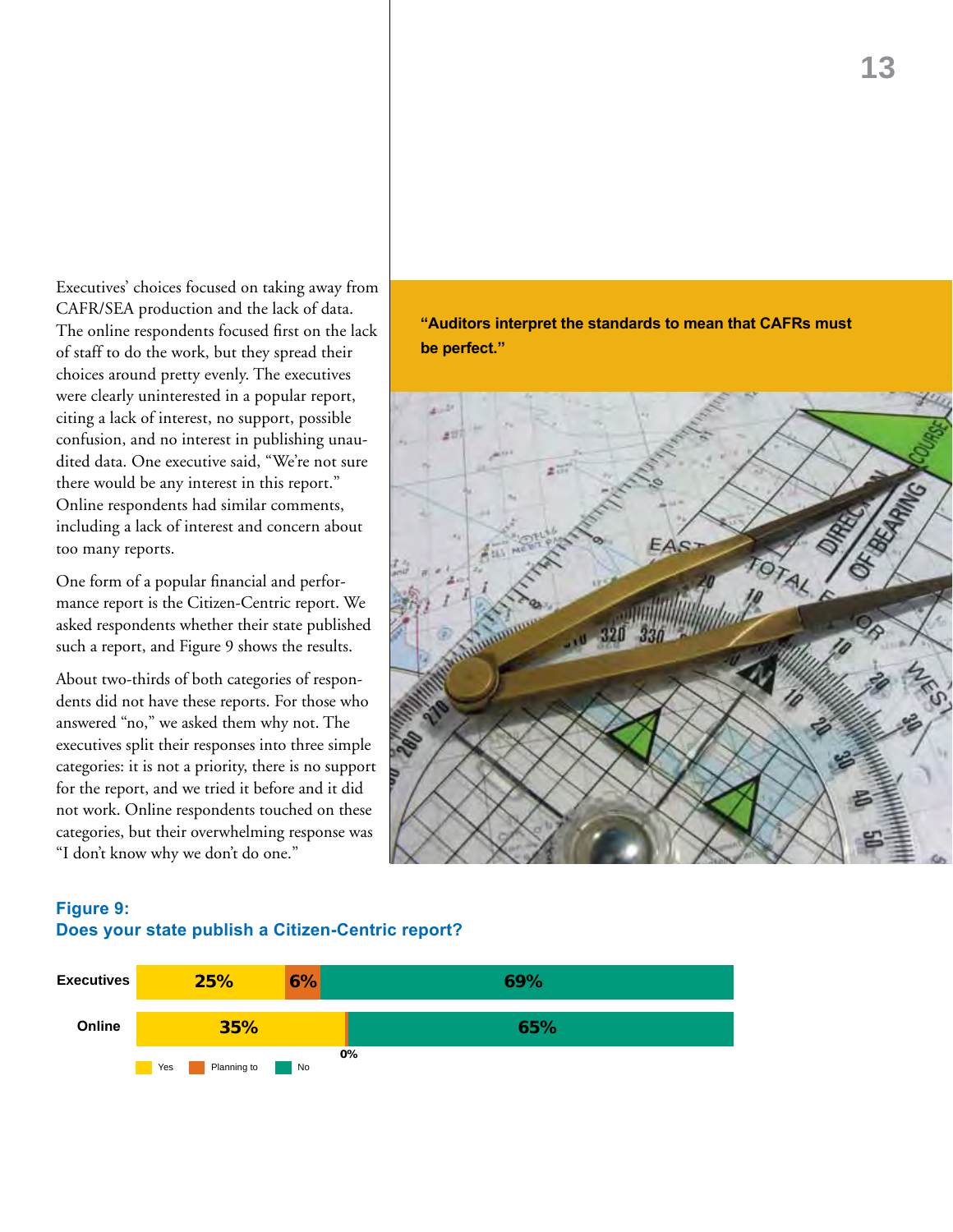Executives' choices focused on taking away from CAFR/SEA production and the lack of data. The online respondents focused first on the lack of staff to do the work, but they spread their choices around pretty evenly. The executives were clearly uninterested in a popular report, citing a lack of interest, no support, possible confusion, and no interest in publishing unaudited data. One executive said, "We're not sure there would be any interest in this report." Online respondents had similar comments, including a lack of interest and concern about too many reports.

One form of a popular financial and performance report is the Citizen-Centric report. We asked respondents whether their state published such a report, and Figure 9 shows the results.

About two-thirds of both categories of respondents did not have these reports. For those who answered "no," we asked them why not. The executives split their responses into three simple categories: it is not a priority, there is no support for the report, and we tried it before and it did not work. Online respondents touched on these categories, but their overwhelming response was "I don't know why we don't do one."

**"Auditors interpret the standards to mean that CAFRs must be perfect."**

### Figure 9:
### Does your state publish a Citizen-Centric report?

| | Yes | Planning to | No |
|---|---|---|---|
| Executives | 25% | 6% | 69% |
| Online | 35% | 0% | 65% |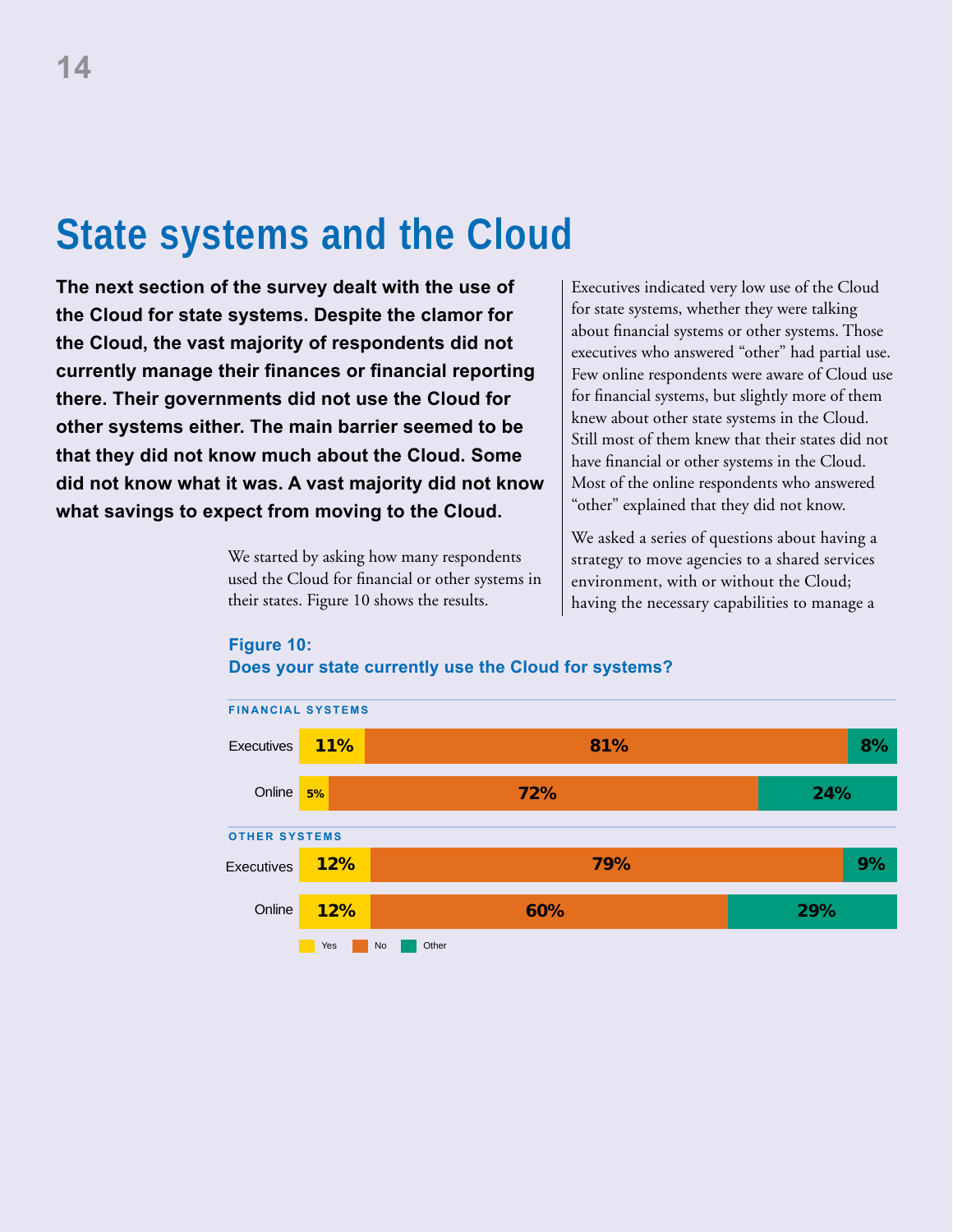# State systems and the Cloud

**The next section of the survey dealt with the use of the Cloud for state systems. Despite the clamor for the Cloud, the vast majority of respondents did not currently manage their finances or financial reporting there. Their governments did not use the Cloud for other systems either. The main barrier seemed to be that they did not know much about the Cloud. Some did not know what it was. A vast majority did not know what savings to expect from moving to the Cloud.**

We started by asking how many respondents used the Cloud for financial or other systems in their states. Figure 10 shows the results.

Executives indicated very low use of the Cloud for state systems, whether they were talking about financial systems or other systems. Those executives who answered "other" had partial use. Few online respondents were aware of Cloud use for financial systems, but slightly more of them knew about other state systems in the Cloud. Still most of them knew that their states did not have financial or other systems in the Cloud. Most of the online respondents who answered "other" explained that they did not know.

We asked a series of questions about having a strategy to move agencies to a shared services environment, with or without the Cloud; having the necessary capabilities to manage a

**Figure 10:**
**Does your state currently use the Cloud for systems?**

| | Yes | No | Other |
|---|---|---|---|
| **FINANCIAL SYSTEMS** | | | |
| Executives | 11% | 81% | 8% |
| Online | 5% | 72% | 24% |
| **OTHER SYSTEMS** | | | |
| Executives | 12% | 79% | 9% |
| Online | 12% | 60% | 29% |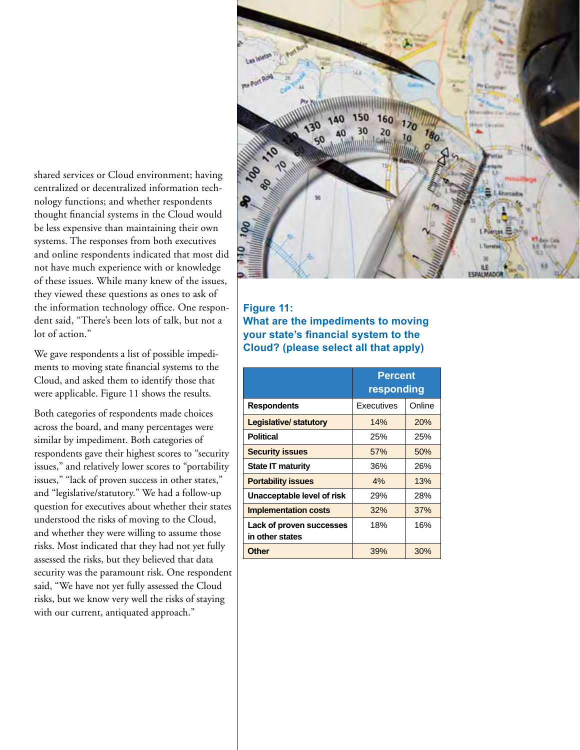shared services or Cloud environment; having centralized or decentralized information technology functions; and whether respondents thought financial systems in the Cloud would be less expensive than maintaining their own systems. The responses from both executives and online respondents indicated that most did not have much experience with or knowledge of these issues. While many knew of the issues, they viewed these questions as ones to ask of the information technology office. One respondent said, "There's been lots of talk, but not a lot of action."

We gave respondents a list of possible impediments to moving state financial systems to the Cloud, and asked them to identify those that were applicable. Figure 11 shows the results.

Both categories of respondents made choices across the board, and many percentages were similar by impediment. Both categories of respondents gave their highest scores to "security issues," and relatively lower scores to "portability issues," "lack of proven success in other states," and "legislative/statutory." We had a follow-up question for executives about whether their states understood the risks of moving to the Cloud, and whether they were willing to assume those risks. Most indicated that they had not yet fully assessed the risks, but they believed that data security was the paramount risk. One respondent said, "We have not yet fully assessed the Cloud risks, but we know very well the risks of staying with our current, antiquated approach."

**Figure 11: What are the impediments to moving your state's financial system to the Cloud? (please select all that apply)**

| | Percent responding | |
|---|---|---|
| **Respondents** | Executives | Online |
| **Legislative/ statutory** | 14% | 20% |
| **Political** | 25% | 25% |
| **Security issues** | 57% | 50% |
| **State IT maturity** | 36% | 26% |
| **Portability issues** | 4% | 13% |
| **Unacceptable level of risk** | 29% | 28% |
| **Implementation costs** | 32% | 37% |
| **Lack of proven successes in other states** | 18% | 16% |
| **Other** | 39% | 30% |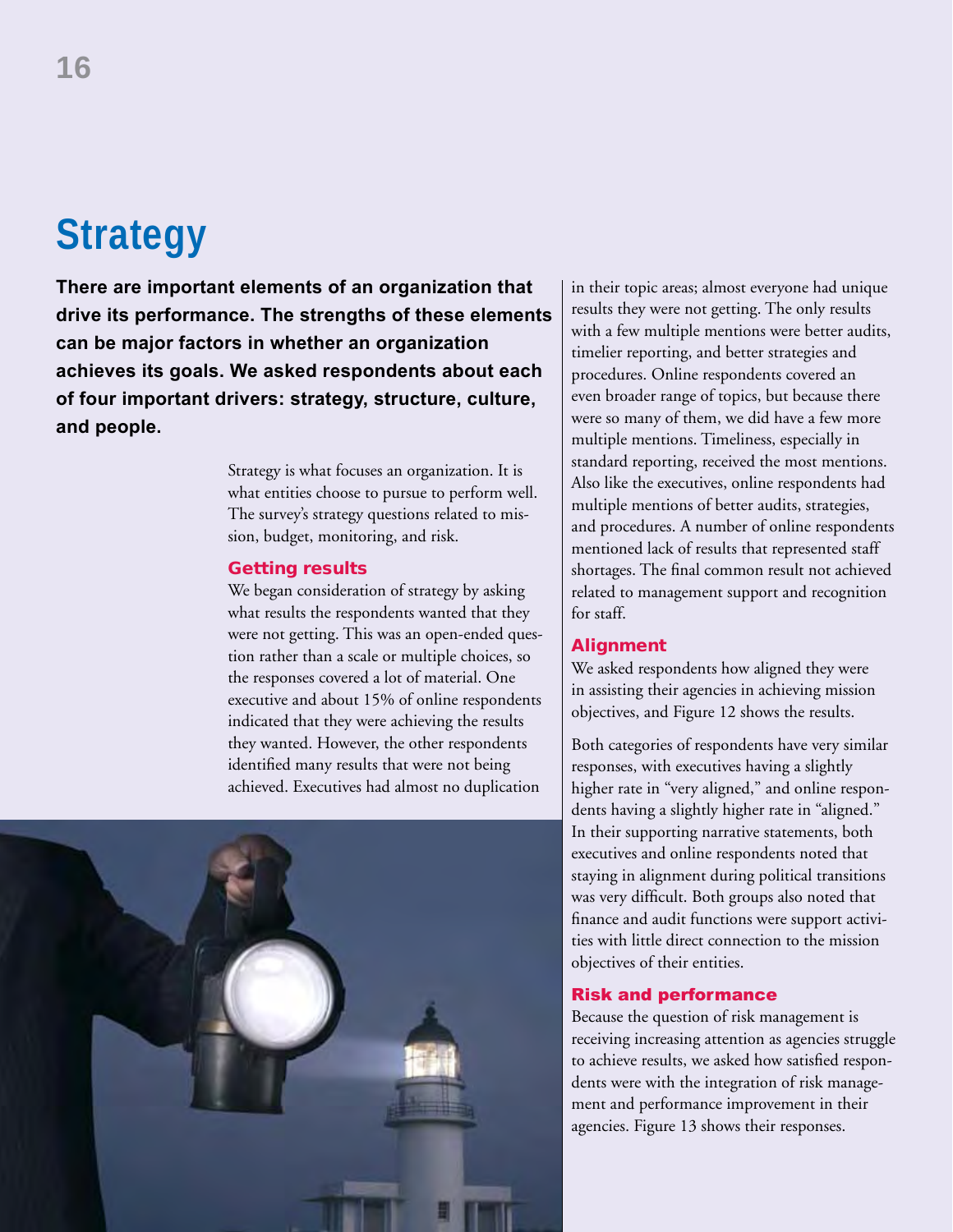# Strategy

**There are important elements of an organization that drive its performance. The strengths of these elements can be major factors in whether an organization achieves its goals. We asked respondents about each of four important drivers: strategy, structure, culture, and people.**

Strategy is what focuses an organization. It is what entities choose to pursue to perform well. The survey's strategy questions related to mission, budget, monitoring, and risk.

### Getting results

We began consideration of strategy by asking what results the respondents wanted that they were not getting. This was an open-ended question rather than a scale or multiple choices, so the responses covered a lot of material. One executive and about 15% of online respondents indicated that they were achieving the results they wanted. However, the other respondents identified many results that were not being achieved. Executives had almost no duplication in their topic areas; almost everyone had unique results they were not getting. The only results with a few multiple mentions were better audits, timelier reporting, and better strategies and procedures. Online respondents covered an even broader range of topics, but because there were so many of them, we did have a few more multiple mentions. Timeliness, especially in standard reporting, received the most mentions. Also like the executives, online respondents had multiple mentions of better audits, strategies, and procedures. A number of online respondents mentioned lack of results that represented staff shortages. The final common result not achieved related to management support and recognition for staff.

### Alignment

We asked respondents how aligned they were in assisting their agencies in achieving mission objectives, and Figure 12 shows the results.

Both categories of respondents have very similar responses, with executives having a slightly higher rate in "very aligned," and online respondents having a slightly higher rate in "aligned." In their supporting narrative statements, both executives and online respondents noted that staying in alignment during political transitions was very difficult. Both groups also noted that finance and audit functions were support activities with little direct connection to the mission objectives of their entities.

### Risk and performance

Because the question of risk management is receiving increasing attention as agencies struggle to achieve results, we asked how satisfied respondents were with the integration of risk management and performance improvement in their agencies. Figure 13 shows their responses.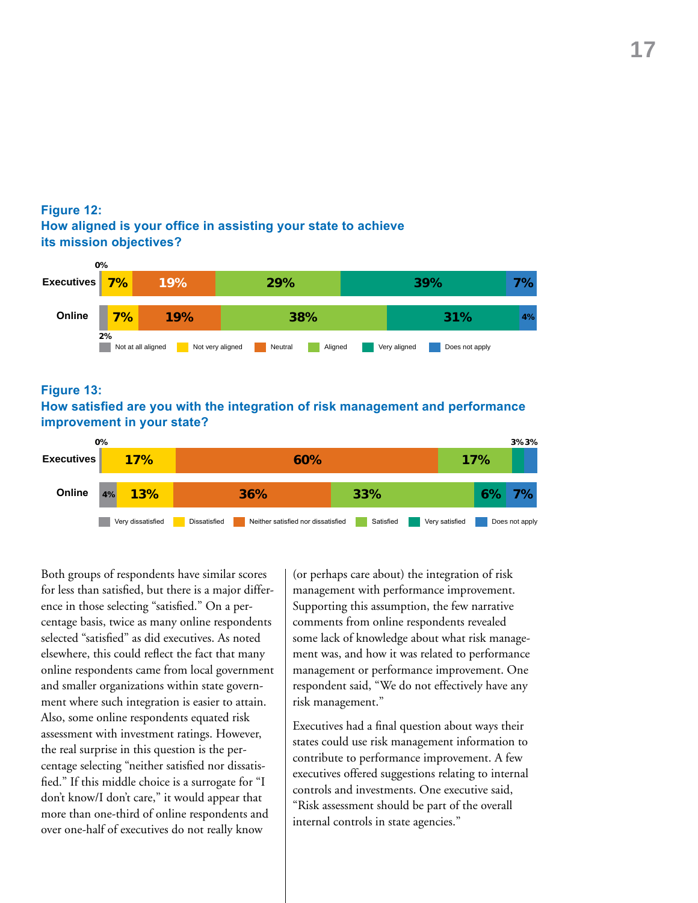**Figure 12:**
**How aligned is your office in assisting your state to achieve its mission objectives?**

| | Not at all aligned | Not very aligned | Neutral | Aligned | Very aligned | Does not apply |
|---|---|---|---|---|---|---|
| Executives | 0% | 7% | 19% | 29% | 39% | 7% |
| Online | 2% | 7% | 19% | 38% | 31% | 4% |

**Figure 13:**
**How satisfied are you with the integration of risk management and performance improvement in your state?**

| | Very dissatisfied | Dissatisfied | Neither satisfied nor dissatisfied | Satisfied | Very satisfied | Does not apply |
|---|---|---|---|---|---|---|
| Executives | 0% | 17% | 60% | 17% | 3% | 3% |
| Online | 4% | 13% | 36% | 33% | 6% | 7% |

Both groups of respondents have similar scores for less than satisfied, but there is a major difference in those selecting "satisfied." On a percentage basis, twice as many online respondents selected "satisfied" as did executives. As noted elsewhere, this could reflect the fact that many online respondents came from local government and smaller organizations within state government where such integration is easier to attain. Also, some online respondents equated risk assessment with investment ratings. However, the real surprise in this question is the percentage selecting "neither satisfied nor dissatisfied." If this middle choice is a surrogate for "I don't know/I don't care," it would appear that more than one-third of online respondents and over one-half of executives do not really know (or perhaps care about) the integration of risk management with performance improvement. Supporting this assumption, the few narrative comments from online respondents revealed some lack of knowledge about what risk management was, and how it was related to performance management or performance improvement. One respondent said, "We do not effectively have any risk management."

Executives had a final question about ways their states could use risk management information to contribute to performance improvement. A few executives offered suggestions relating to internal controls and investments. One executive said, "Risk assessment should be part of the overall internal controls in state agencies."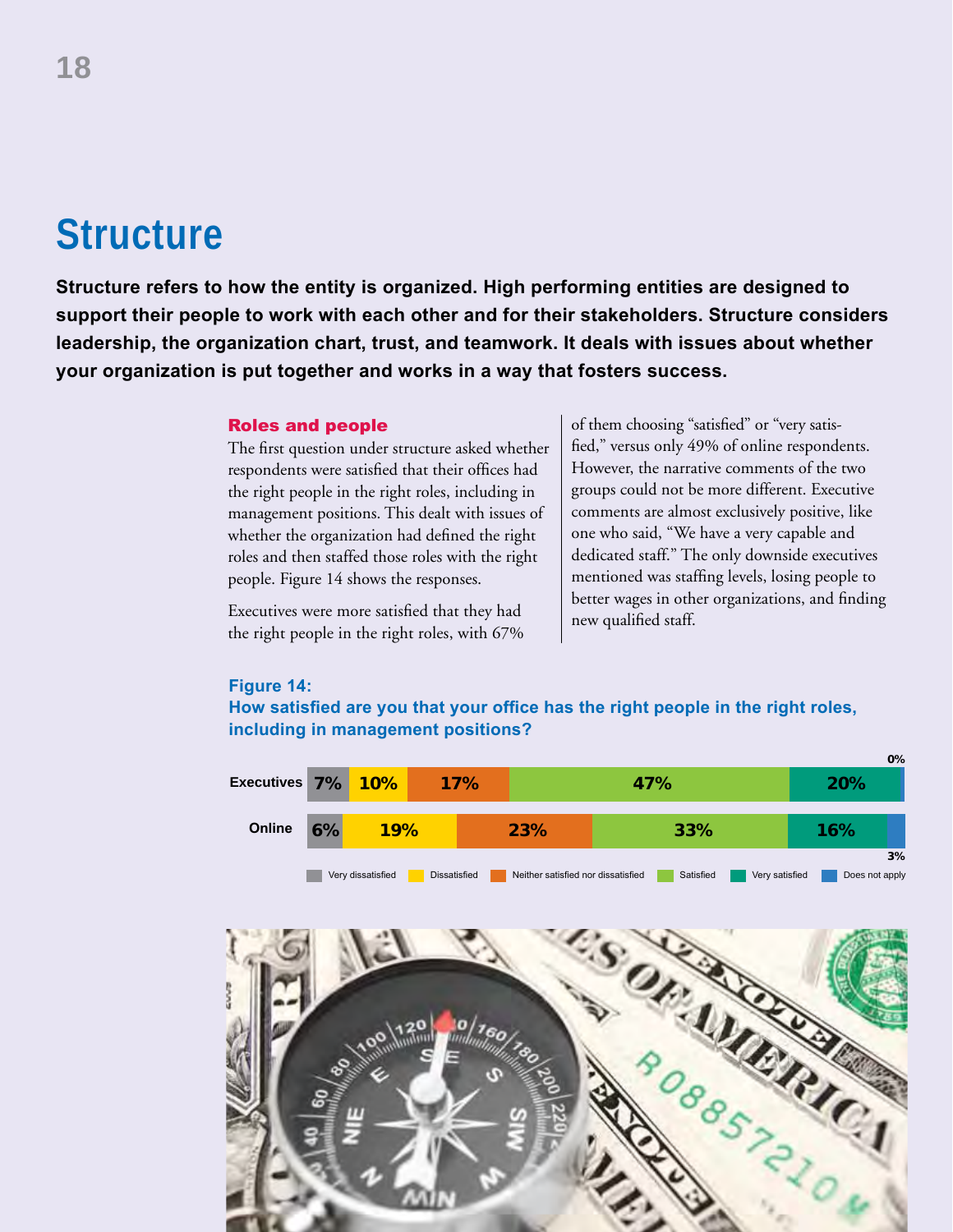# Structure

**Structure refers to how the entity is organized. High performing entities are designed to support their people to work with each other and for their stakeholders. Structure considers leadership, the organization chart, trust, and teamwork. It deals with issues about whether your organization is put together and works in a way that fosters success.**

## Roles and people

The first question under structure asked whether respondents were satisfied that their offices had the right people in the right roles, including in management positions. This dealt with issues of whether the organization had defined the right roles and then staffed those roles with the right people. Figure 14 shows the responses.

Executives were more satisfied that they had the right people in the right roles, with 67% of them choosing "satisfied" or "very satisfied," versus only 49% of online respondents. However, the narrative comments of the two groups could not be more different. Executive comments are almost exclusively positive, like one who said, "We have a very capable and dedicated staff." The only downside executives mentioned was staffing levels, losing people to better wages in other organizations, and finding new qualified staff.

**Figure 14:**
**How satisfied are you that your office has the right people in the right roles, including in management positions?**

| | Very dissatisfied | Dissatisfied | Neither satisfied nor dissatisfied | Satisfied | Very satisfied | Does not apply |
|---|---|---|---|---|---|---|
| Executives | 7% | 10% | 17% | 47% | 20% | 0% |
| Online | 6% | 19% | 23% | 33% | 16% | 3% |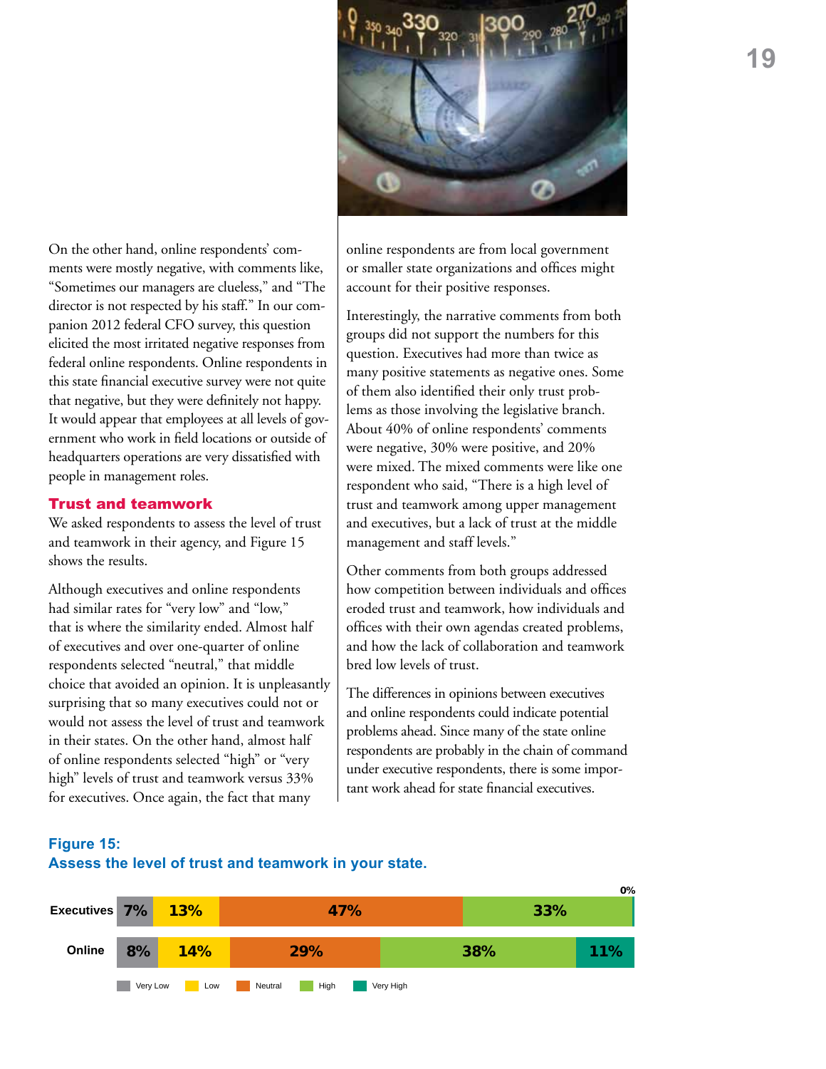On the other hand, online respondents' comments were mostly negative, with comments like, "Sometimes our managers are clueless," and "The director is not respected by his staff." In our companion 2012 federal CFO survey, this question elicited the most irritated negative responses from federal online respondents. Online respondents in this state financial executive survey were not quite that negative, but they were definitely not happy. It would appear that employees at all levels of government who work in field locations or outside of headquarters operations are very dissatisfied with people in management roles.

## Trust and teamwork

We asked respondents to assess the level of trust and teamwork in their agency, and Figure 15 shows the results.

Although executives and online respondents had similar rates for "very low" and "low," that is where the similarity ended. Almost half of executives and over one-quarter of online respondents selected "neutral," that middle choice that avoided an opinion. It is unpleasantly surprising that so many executives could not or would not assess the level of trust and teamwork in their states. On the other hand, almost half of online respondents selected "high" or "very high" levels of trust and teamwork versus 33% for executives. Once again, the fact that many online respondents are from local government or smaller state organizations and offices might account for their positive responses.

Interestingly, the narrative comments from both groups did not support the numbers for this question. Executives had more than twice as many positive statements as negative ones. Some of them also identified their only trust problems as those involving the legislative branch. About 40% of online respondents' comments were negative, 30% were positive, and 20% were mixed. The mixed comments were like one respondent who said, "There is a high level of trust and teamwork among upper management and executives, but a lack of trust at the middle management and staff levels."

Other comments from both groups addressed how competition between individuals and offices eroded trust and teamwork, how individuals and offices with their own agendas created problems, and how the lack of collaboration and teamwork bred low levels of trust.

The differences in opinions between executives and online respondents could indicate potential problems ahead. Since many of the state online respondents are probably in the chain of command under executive respondents, there is some important work ahead for state financial executives.

**Figure 15:**
**Assess the level of trust and teamwork in your state.**

| | Very Low | Low | Neutral | High | Very High |
|---|---|---|---|---|---|
| Executives | 7% | 13% | 47% | 33% | 0% |
| Online | 8% | 14% | 29% | 38% | 11% |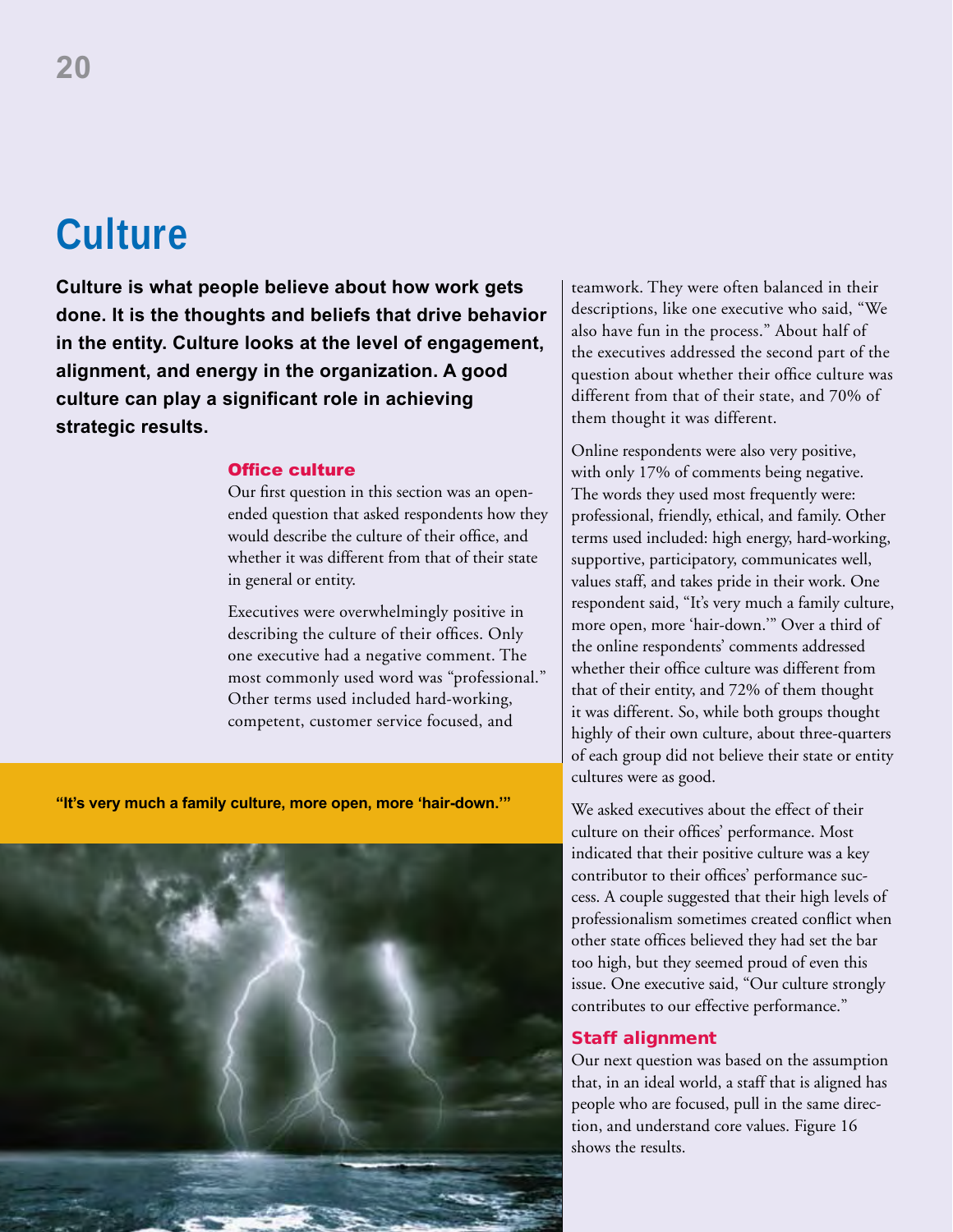# Culture

**Culture is what people believe about how work gets done. It is the thoughts and beliefs that drive behavior in the entity. Culture looks at the level of engagement, alignment, and energy in the organization. A good culture can play a significant role in achieving strategic results.**

## Office culture

Our first question in this section was an open-ended question that asked respondents how they would describe the culture of their office, and whether it was different from that of their state in general or entity.

Executives were overwhelmingly positive in describing the culture of their offices. Only one executive had a negative comment. The most commonly used word was "professional." Other terms used included hard-working, competent, customer service focused, and teamwork. They were often balanced in their descriptions, like one executive who said, "We also have fun in the process." About half of the executives addressed the second part of the question about whether their office culture was different from that of their state, and 70% of them thought it was different.

**"It's very much a family culture, more open, more 'hair-down.'"**

Online respondents were also very positive, with only 17% of comments being negative. The words they used most frequently were: professional, friendly, ethical, and family. Other terms used included: high energy, hard-working, supportive, participatory, communicates well, values staff, and takes pride in their work. One respondent said, "It's very much a family culture, more open, more 'hair-down.'" Over a third of the online respondents' comments addressed whether their office culture was different from that of their entity, and 72% of them thought it was different. So, while both groups thought highly of their own culture, about three-quarters of each group did not believe their state or entity cultures were as good.

We asked executives about the effect of their culture on their offices' performance. Most indicated that their positive culture was a key contributor to their offices' performance success. A couple suggested that their high levels of professionalism sometimes created conflict when other state offices believed they had set the bar too high, but they seemed proud of even this issue. One executive said, "Our culture strongly contributes to our effective performance."

## Staff alignment

Our next question was based on the assumption that, in an ideal world, a staff that is aligned has people who are focused, pull in the same direction, and understand core values. Figure 16 shows the results.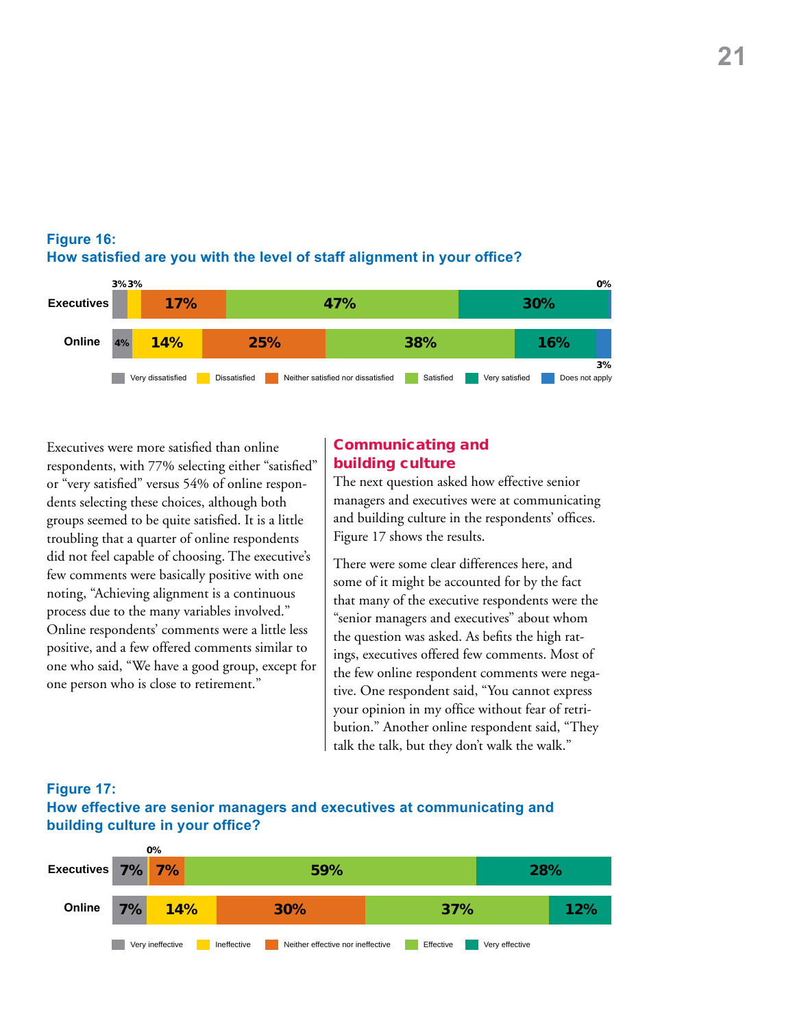**Figure 16:**
**How satisfied are you with the level of staff alignment in your office?**

| | Very dissatisfied | Dissatisfied | Neither satisfied nor dissatisfied | Satisfied | Very satisfied | Does not apply |
|---|---|---|---|---|---|---|
| Executives | 3% | 3% | 17% | 47% | 30% | 0% |
| Online | 4% | 14% | 25% | 38% | 16% | 3% |

Executives were more satisfied than online respondents, with 77% selecting either "satisfied" or "very satisfied" versus 54% of online respondents selecting these choices, although both groups seemed to be quite satisfied. It is a little troubling that a quarter of online respondents did not feel capable of choosing. The executive's few comments were basically positive with one noting, "Achieving alignment is a continuous process due to the many variables involved." Online respondents' comments were a little less positive, and a few offered comments similar to one who said, "We have a good group, except for one person who is close to retirement."

## Communicating and building culture

The next question asked how effective senior managers and executives were at communicating and building culture in the respondents' offices. Figure 17 shows the results.

There were some clear differences here, and some of it might be accounted for by the fact that many of the executive respondents were the "senior managers and executives" about whom the question was asked. As befits the high ratings, executives offered few comments. Most of the few online respondent comments were negative. One respondent said, "You cannot express your opinion in my office without fear of retribution." Another online respondent said, "They talk the talk, but they don't walk the walk."

**Figure 17:**
**How effective are senior managers and executives at communicating and building culture in your office?**

| | Very ineffective | Ineffective | Neither effective nor ineffective | Effective | Very effective |
|---|---|---|---|---|---|
| Executives | 7% | 0% | 7% | 59% | 28% |
| Online | 7% | 14% | 30% | 37% | 12% |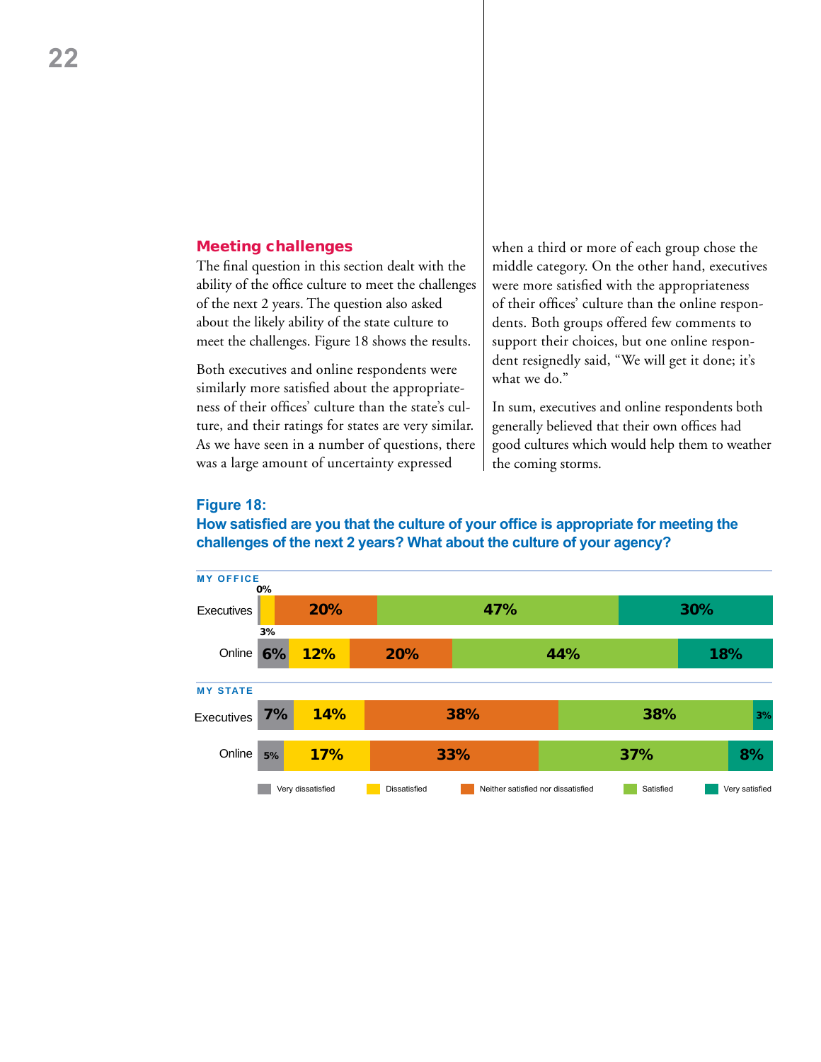## Meeting challenges

The final question in this section dealt with the ability of the office culture to meet the challenges of the next 2 years. The question also asked about the likely ability of the state culture to meet the challenges. Figure 18 shows the results.

Both executives and online respondents were similarly more satisfied about the appropriateness of their offices' culture than the state's culture, and their ratings for states are very similar. As we have seen in a number of questions, there was a large amount of uncertainty expressed when a third or more of each group chose the middle category. On the other hand, executives were more satisfied with the appropriateness of their offices' culture than the online respondents. Both groups offered few comments to support their choices, but one online respondent resignedly said, "We will get it done; it's what we do."

In sum, executives and online respondents both generally believed that their own offices had good cultures which would help them to weather the coming storms.

**Figure 18:**
**How satisfied are you that the culture of your office is appropriate for meeting the challenges of the next 2 years? What about the culture of your agency?**

| | Very dissatisfied | Dissatisfied | Neither satisfied nor dissatisfied | Satisfied | Very satisfied |
|---|---|---|---|---|---|
| **MY OFFICE** | | | | | |
| Executives | 0% | 3% | 20% | 47% | 30% |
| Online | 6% | 12% | 20% | 44% | 18% |
| **MY STATE** | | | | | |
| Executives | 7% | 14% | 38% | 38% | 3% |
| Online | 5% | 17% | 33% | 37% | 8% |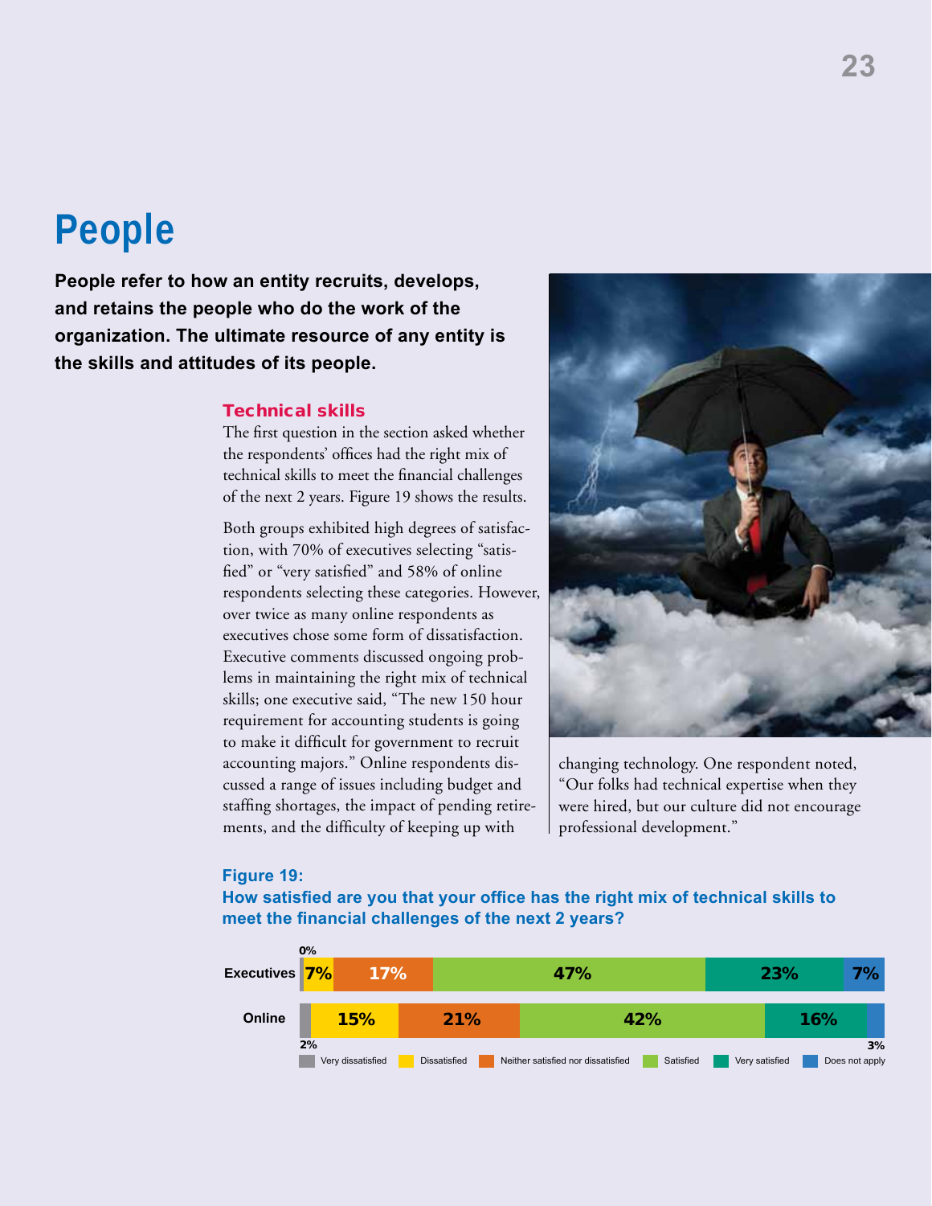# People

**People refer to how an entity recruits, develops, and retains the people who do the work of the organization. The ultimate resource of any entity is the skills and attitudes of its people.**

### Technical skills

The first question in the section asked whether the respondents' offices had the right mix of technical skills to meet the financial challenges of the next 2 years. Figure 19 shows the results.

Both groups exhibited high degrees of satisfaction, with 70% of executives selecting "satisfied" or "very satisfied" and 58% of online respondents selecting these categories. However, over twice as many online respondents as executives chose some form of dissatisfaction. Executive comments discussed ongoing problems in maintaining the right mix of technical skills; one executive said, "The new 150 hour requirement for accounting students is going to make it difficult for government to recruit accounting majors." Online respondents discussed a range of issues including budget and staffing shortages, the impact of pending retirements, and the difficulty of keeping up with changing technology. One respondent noted, "Our folks had technical expertise when they were hired, but our culture did not encourage professional development."

**Figure 19:**
**How satisfied are you that your office has the right mix of technical skills to meet the financial challenges of the next 2 years?**

| | Very dissatisfied | Dissatisfied | Neither satisfied nor dissatisfied | Satisfied | Very satisfied | Does not apply |
|---|---|---|---|---|---|---|
| Executives | 0% | 7% | 17% | 47% | 23% | 7% |
| Online | 2% | 15% | 21% | 42% | 16% | 3% |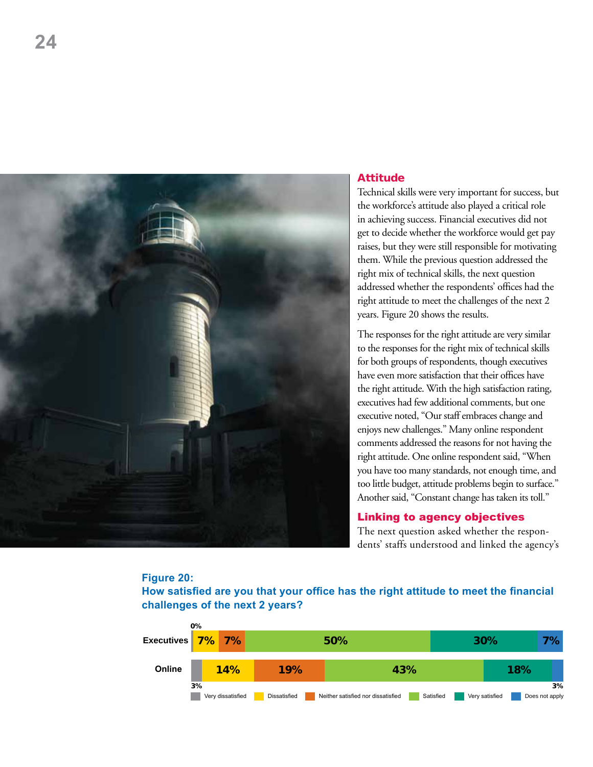## Attitude

Technical skills were very important for success, but the workforce's attitude also played a critical role in achieving success. Financial executives did not get to decide whether the workforce would get pay raises, but they were still responsible for motivating them. While the previous question addressed the right mix of technical skills, the next question addressed whether the respondents' offices had the right attitude to meet the challenges of the next 2 years. Figure 20 shows the results.

The responses for the right attitude are very similar to the responses for the right mix of technical skills for both groups of respondents, though executives have even more satisfaction that their offices have the right attitude. With the high satisfaction rating, executives had few additional comments, but one executive noted, "Our staff embraces change and enjoys new challenges." Many online respondent comments addressed the reasons for not having the right attitude. One online respondent said, "When you have too many standards, not enough time, and too little budget, attitude problems begin to surface." Another said, "Constant change has taken its toll."

## Linking to agency objectives

The next question asked whether the respondents' staffs understood and linked the agency's

**Figure 20:**
**How satisfied are you that your office has the right attitude to meet the financial challenges of the next 2 years?**

| | Very dissatisfied | Dissatisfied | Neither satisfied nor dissatisfied | Satisfied | Very satisfied | Does not apply |
|---|---|---|---|---|---|---|
| Executives | 0% | 7% | 7% | 50% | 30% | 7% |
| Online | 3% | 14% | 19% | 43% | 18% | 3% |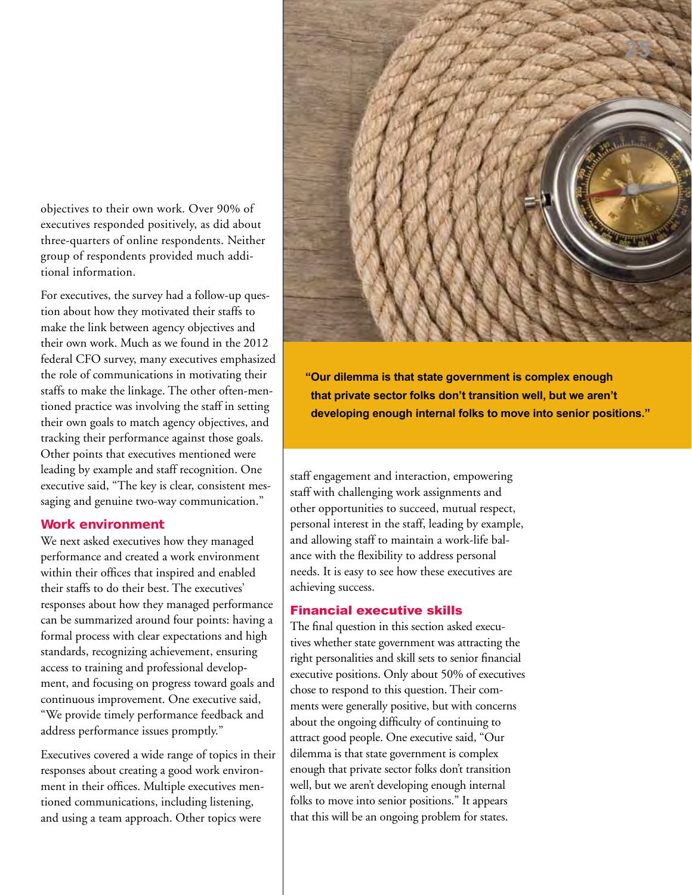objectives to their own work. Over 90% of executives responded positively, as did about three-quarters of online respondents. Neither group of respondents provided much additional information.

For executives, the survey had a follow-up question about how they motivated their staffs to make the link between agency objectives and their own work. Much as we found in the 2012 federal CFO survey, many executives emphasized the role of communications in motivating their staffs to make the linkage. The other often-mentioned practice was involving the staff in setting their own goals to match agency objectives, and tracking their performance against those goals. Other points that executives mentioned were leading by example and staff recognition. One executive said, "The key is clear, consistent messaging and genuine two-way communication."

## Work environment

We next asked executives how they managed performance and created a work environment within their offices that inspired and enabled their staffs to do their best. The executives' responses about how they managed performance can be summarized around four points: having a formal process with clear expectations and high standards, recognizing achievement, ensuring access to training and professional development, and focusing on progress toward goals and continuous improvement. One executive said, "We provide timely performance feedback and address performance issues promptly."

Executives covered a wide range of topics in their responses about creating a good work environment in their offices. Multiple executives mentioned communications, including listening, and using a team approach. Other topics were staff engagement and interaction, empowering staff with challenging work assignments and other opportunities to succeed, mutual respect, personal interest in the staff, leading by example, and allowing staff to maintain a work-life balance with the flexibility to address personal needs. It is easy to see how these executives are achieving success.

**"Our dilemma is that state government is complex enough that private sector folks don't transition well, but we aren't developing enough internal folks to move into senior positions."**

## Financial executive skills

The final question in this section asked executives whether state government was attracting the right personalities and skill sets to senior financial executive positions. Only about 50% of executives chose to respond to this question. Their comments were generally positive, but with concerns about the ongoing difficulty of continuing to attract good people. One executive said, "Our dilemma is that state government is complex enough that private sector folks don't transition well, but we aren't developing enough internal folks to move into senior positions." It appears that this will be an ongoing problem for states.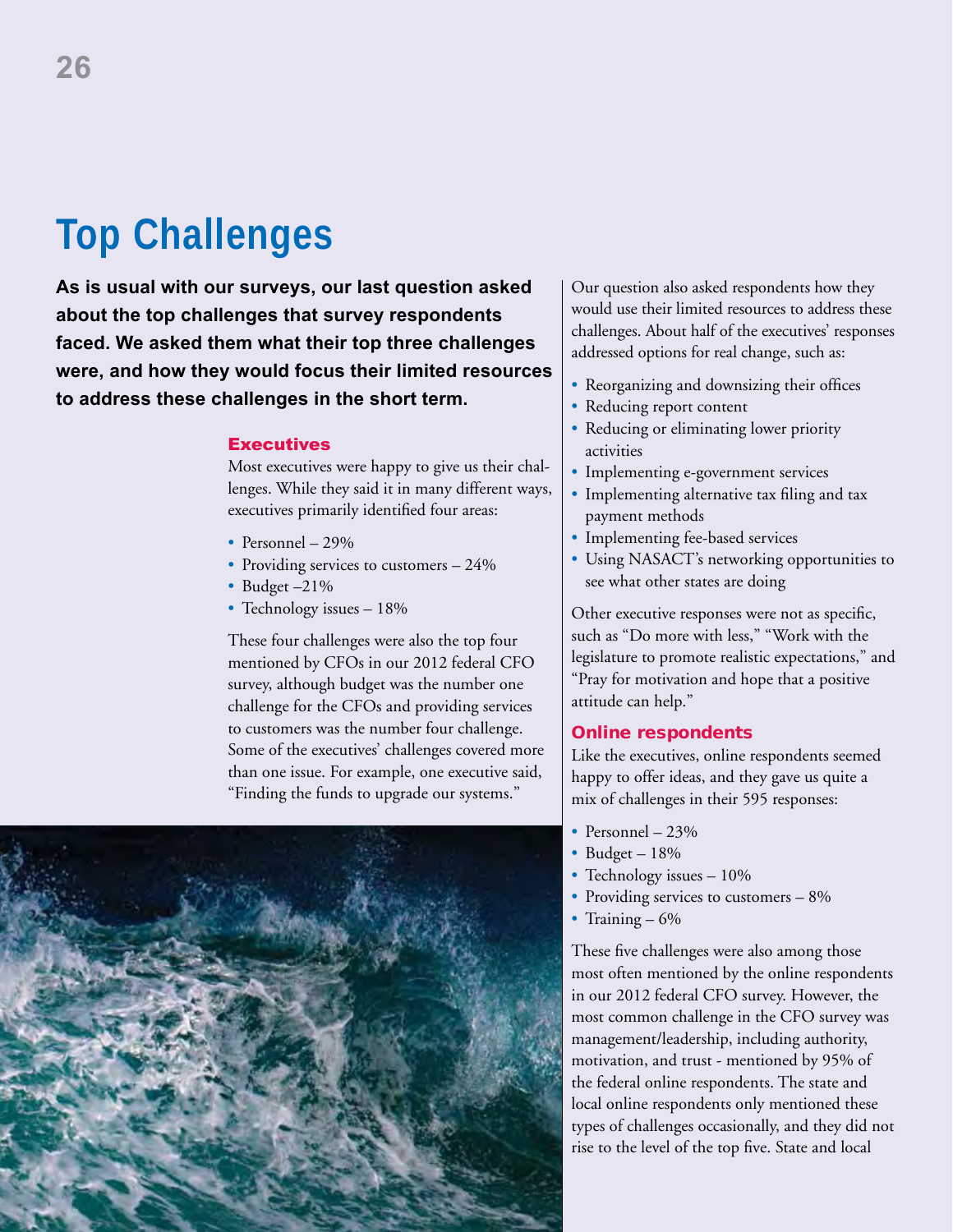# Top Challenges

**As is usual with our surveys, our last question asked about the top challenges that survey respondents faced. We asked them what their top three challenges were, and how they would focus their limited resources to address these challenges in the short term.**

## Executives

Most executives were happy to give us their challenges. While they said it in many different ways, executives primarily identified four areas:

- Personnel – 29%
- Providing services to customers – 24%
- Budget –21%
- Technology issues – 18%

These four challenges were also the top four mentioned by CFOs in our 2012 federal CFO survey, although budget was the number one challenge for the CFOs and providing services to customers was the number four challenge. Some of the executives' challenges covered more than one issue. For example, one executive said, "Finding the funds to upgrade our systems."

Our question also asked respondents how they would use their limited resources to address these challenges. About half of the executives' responses addressed options for real change, such as:

- Reorganizing and downsizing their offices
- Reducing report content
- Reducing or eliminating lower priority activities
- Implementing e-government services
- Implementing alternative tax filing and tax payment methods
- Implementing fee-based services
- Using NASACT's networking opportunities to see what other states are doing

Other executive responses were not as specific, such as "Do more with less," "Work with the legislature to promote realistic expectations," and "Pray for motivation and hope that a positive attitude can help."

## Online respondents

Like the executives, online respondents seemed happy to offer ideas, and they gave us quite a mix of challenges in their 595 responses:

- Personnel – 23%
- Budget – 18%
- Technology issues – 10%
- Providing services to customers – 8%
- Training – 6%

These five challenges were also among those most often mentioned by the online respondents in our 2012 federal CFO survey. However, the most common challenge in the CFO survey was management/leadership, including authority, motivation, and trust - mentioned by 95% of the federal online respondents. The state and local online respondents only mentioned these types of challenges occasionally, and they did not rise to the level of the top five. State and local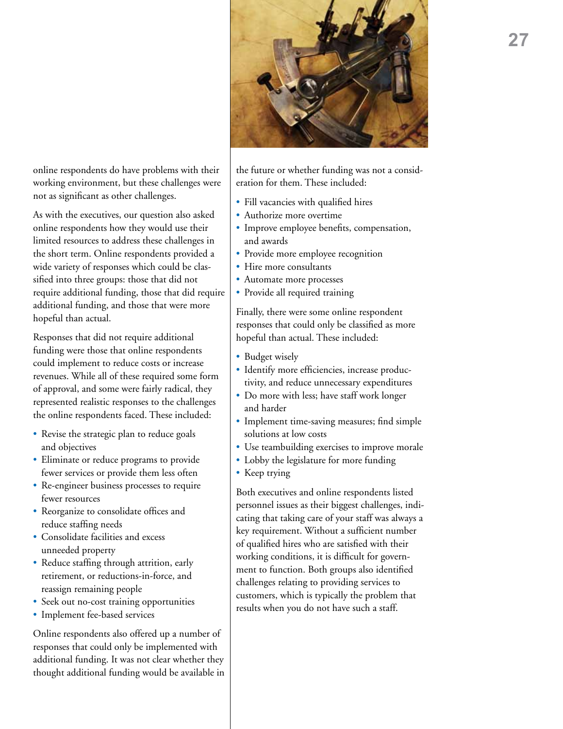online respondents do have problems with their working environment, but these challenges were not as significant as other challenges.

As with the executives, our question also asked online respondents how they would use their limited resources to address these challenges in the short term. Online respondents provided a wide variety of responses which could be classified into three groups: those that did not require additional funding, those that did require additional funding, and those that were more hopeful than actual.

Responses that did not require additional funding were those that online respondents could implement to reduce costs or increase revenues. While all of these required some form of approval, and some were fairly radical, they represented realistic responses to the challenges the online respondents faced. These included:

- Revise the strategic plan to reduce goals and objectives
- Eliminate or reduce programs to provide fewer services or provide them less often
- Re-engineer business processes to require fewer resources
- Reorganize to consolidate offices and reduce staffing needs
- Consolidate facilities and excess unneeded property
- Reduce staffing through attrition, early retirement, or reductions-in-force, and reassign remaining people
- Seek out no-cost training opportunities
- Implement fee-based services

Online respondents also offered up a number of responses that could only be implemented with additional funding. It was not clear whether they thought additional funding would be available in the future or whether funding was not a consideration for them. These included:

- Fill vacancies with qualified hires
- Authorize more overtime
- Improve employee benefits, compensation, and awards
- Provide more employee recognition
- Hire more consultants
- Automate more processes
- Provide all required training

Finally, there were some online respondent responses that could only be classified as more hopeful than actual. These included:

- Budget wisely
- Identify more efficiencies, increase productivity, and reduce unnecessary expenditures
- Do more with less; have staff work longer and harder
- Implement time-saving measures; find simple solutions at low costs
- Use teambuilding exercises to improve morale
- Lobby the legislature for more funding
- Keep trying

Both executives and online respondents listed personnel issues as their biggest challenges, indicating that taking care of your staff was always a key requirement. Without a sufficient number of qualified hires who are satisfied with their working conditions, it is difficult for government to function. Both groups also identified challenges relating to providing services to customers, which is typically the problem that results when you do not have such a staff.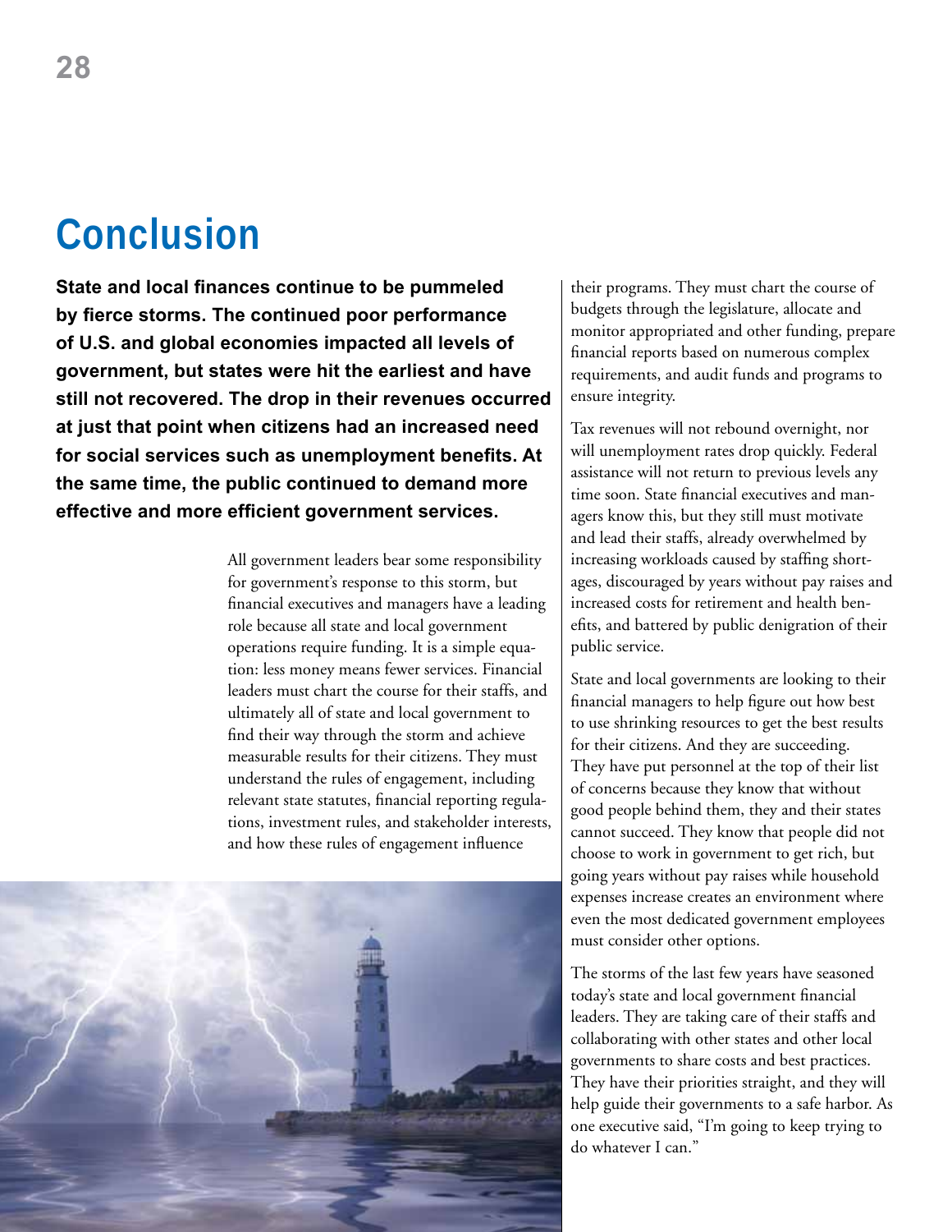# Conclusion

**State and local finances continue to be pummeled by fierce storms. The continued poor performance of U.S. and global economies impacted all levels of government, but states were hit the earliest and have still not recovered. The drop in their revenues occurred at just that point when citizens had an increased need for social services such as unemployment benefits. At the same time, the public continued to demand more effective and more efficient government services.**

All government leaders bear some responsibility for government's response to this storm, but financial executives and managers have a leading role because all state and local government operations require funding. It is a simple equation: less money means fewer services. Financial leaders must chart the course for their staffs, and ultimately all of state and local government to find their way through the storm and achieve measurable results for their citizens. They must understand the rules of engagement, including relevant state statutes, financial reporting regulations, investment rules, and stakeholder interests, and how these rules of engagement influence their programs. They must chart the course of budgets through the legislature, allocate and monitor appropriated and other funding, prepare financial reports based on numerous complex requirements, and audit funds and programs to ensure integrity.

Tax revenues will not rebound overnight, nor will unemployment rates drop quickly. Federal assistance will not return to previous levels any time soon. State financial executives and managers know this, but they still must motivate and lead their staffs, already overwhelmed by increasing workloads caused by staffing shortages, discouraged by years without pay raises and increased costs for retirement and health benefits, and battered by public denigration of their public service.

State and local governments are looking to their financial managers to help figure out how best to use shrinking resources to get the best results for their citizens. And they are succeeding. They have put personnel at the top of their list of concerns because they know that without good people behind them, they and their states cannot succeed. They know that people did not choose to work in government to get rich, but going years without pay raises while household expenses increase creates an environment where even the most dedicated government employees must consider other options.

The storms of the last few years have seasoned today's state and local government financial leaders. They are taking care of their staffs and collaborating with other states and other local governments to share costs and best practices. They have their priorities straight, and they will help guide their governments to a safe harbor. As one executive said, "I'm going to keep trying to do whatever I can."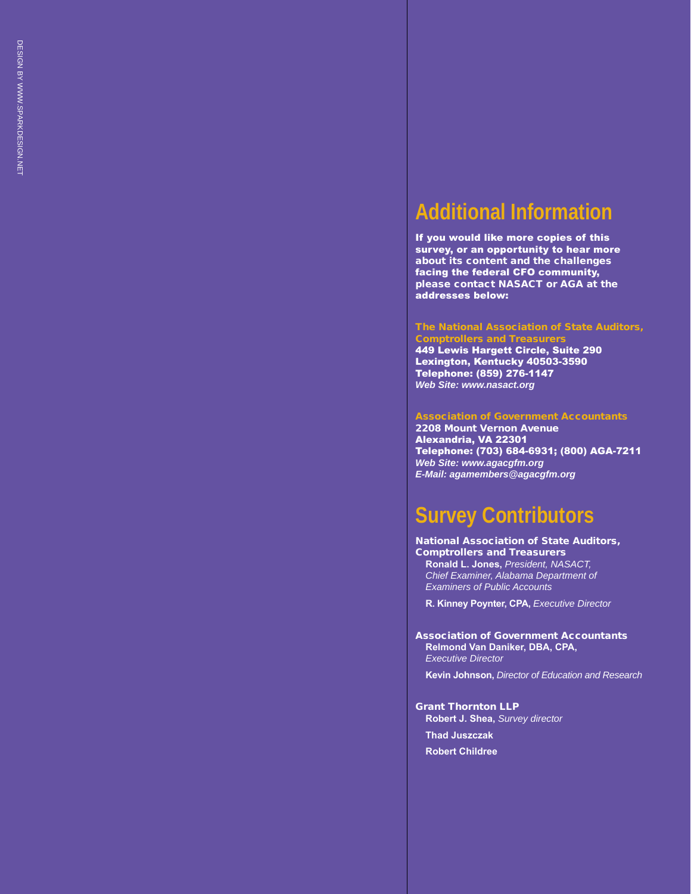## Additional Information

**If you would like more copies of this survey, or an opportunity to hear more about its content and the challenges facing the federal CFO community, please contact NASACT or AGA at the addresses below:**

**The National Association of State Auditors, Comptrollers and Treasurers**
**449 Lewis Hargett Circle, Suite 290**
**Lexington, Kentucky 40503-3590**
**Telephone: (859) 276-1147**
***Web Site: www.nasact.org***

**Association of Government Accountants**
**2208 Mount Vernon Avenue**
**Alexandria, VA 22301**
**Telephone: (703) 684-6931; (800) AGA-7211**
***Web Site: www.agacgfm.org***
***E-Mail: agamembers@agacgfm.org***

## Survey Contributors

**National Association of State Auditors, Comptrollers and Treasurers**

**Ronald L. Jones,** *President, NASACT, Chief Examiner, Alabama Department of Examiners of Public Accounts*

**R. Kinney Poynter, CPA,** *Executive Director*

**Association of Government Accountants**

**Relmond Van Daniker, DBA, CPA,** *Executive Director*

**Kevin Johnson,** *Director of Education and Research*

**Grant Thornton LLP**

**Robert J. Shea,** *Survey director*

**Thad Juszczak**

**Robert Childree**

DESIGN BY WWW.SPARKDESIGN.NET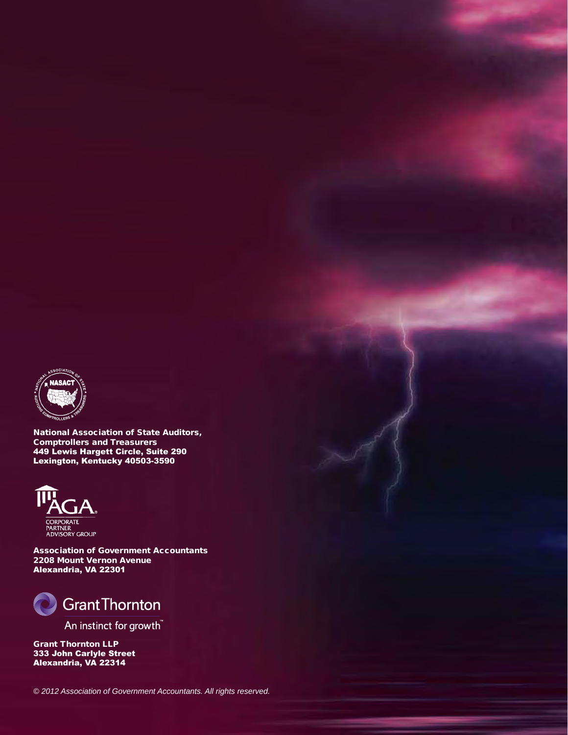National Association of State Auditors, Comptrollers and Treasurers
449 Lewis Hargett Circle, Suite 290
Lexington, Kentucky 40503-3590

Association of Government Accountants
2208 Mount Vernon Avenue
Alexandria, VA 22301

Grant Thornton LLP
333 John Carlyle Street
Alexandria, VA 22314

*© 2012 Association of Government Accountants. All rights reserved.*